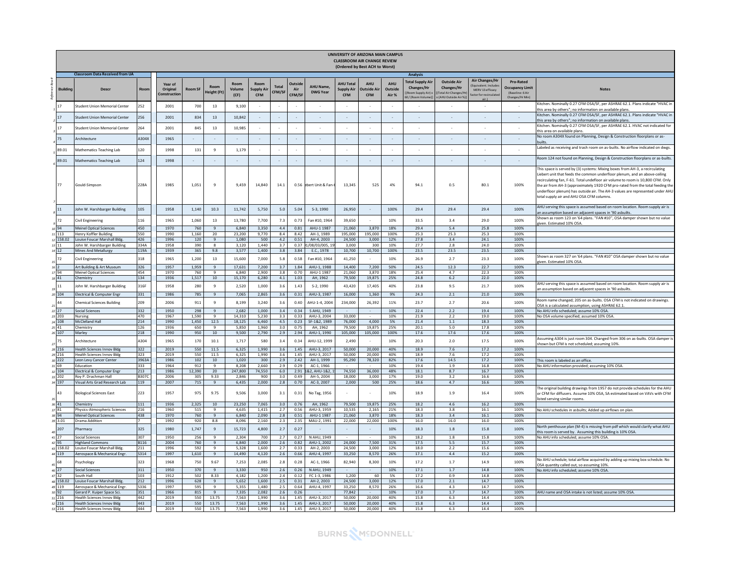# UNIVERSITY OF ARIZONA MAIN CAMPUS
## CLASSROOM AIR CHANGE REVIEW
### (Ordered by Best ACH to Worst)

| Reference Row # | Classroom Data Received from UA | | | Analysis | | | | | | | | | | | | | | | | |
|---|---|---|---|---|---|---|---|---|---|---|---|---|---|---|---|---|---|---|---|---|
| | Building | Descr | Room | Year of Original Construction | Room SF | Room Height (Ft) | Room Volume (CF) | Room Supply Air CFM | Total CFM/SF | Outside Air CFM/SF | AHU Name, DWG Year | AHU Total Supply Air CFM | AHU Outside Air CFM | AHU Outside Air % | Total Supply Air Changes/Hr [(Room Supply Air) x 60 / (Room Volume)] | Outside Air Changes/Hr [(Total Air Changes/Hr) x (AHU Outside Air %)] | Air Changes/Hr (Equivalent. Includes MERV 13 efficacy factor for recirculated air.) | Pro-Rated Occupancy Limit (Baseline: 6 Air Changes/Hr Min) | Notes |
| 1 | 17 | Student Union Memorial Center | 252 | 2001 | 700 | 13 | 9,100 | - | - | - | - | - | - | - | - | - | - | - | Kitchen. Nominally 0.27 CFM OSA/SF, per ASHRAE 62.1. Plans indicate "HVAC in this area by others"; no information on available plans. |
| 2 | 17 | Student Union Memorial Center | 256 | 2001 | 834 | 13 | 10,842 | - | - | - | - | - | - | - | - | - | - | - | Kitchen. Nominally 0.27 CFM OSA/SF, per ASHRAE 62.1. Plans indicate "HVAC in this area by others"; no information on available plans. |
| 3 | 17 | Student Union Memorial Center | 264 | 2001 | 845 | 13 | 10,985 | - | - | - | - | - | - | - | - | - | - | - | Kitchen. Nominally 0.27 CFM OSA/SF, per ASHRAE 62.1. HVAC not indicated for this area on available plans. |
| 4 | 75 | Architecture | A304X | 1965 | - | - | - | - | - | - | - | - | - | - | - | - | - | - | No room A304X found on Planning, Design & Construction floorplans or as-builts. |
| 5 | 89.01 | Mathematics Teaching Lab | 120 | 1998 | 131 | 9 | 1,179 | - | - | - | - | - | - | - | - | - | - | - | Labeled as receiving and trash room on as-builts. No airflow indicated on dwgs. |
| 6 | 89.01 | Mathematics Teaching Lab | 124 | 1998 | - | - | - | - | - | - | - | - | - | - | - | - | - | - | Room 124 not found on Planning, Design & Construction floorplans or as-builts. |
| 7 | 77 | Gould-Simpson | 228A | 1985 | 1,051 | 9 | 9,459 | 14,840 | 14.1 | 0.56 | ebert Unit & Fan-( | 13,345 | 525 | 4% | 94.1 | 0.5 | 80.1 | 100% | This space is served by (3) systems: Mixing boxes from AH-3, a recirculating Liebert unit that feeds the common underfloor plenum, and an above-ceiling recirculating fan, F-61. Total undefloor air volume to room is 10,800 CFM. Only the air from AH-3 (approximately 1920 CFM pro-rated from the total feeding the underfloor plenum) has outside air. The AH-3 values are represented under AHU total supply air and AHU OSA CFM columns. |
| 8 | 11 | John W. Harshbarger Building | 105 | 1958 | 1,140 | 10.3 | 11,742 | 5,750 | 5.0 | 5.04 | S-3, 1990 | 26,950 | - | 100% | 29.4 | 29.4 | 29.4 | 100% | AHU serving this space is assumed based on room location. Room supply air is an assumption based on adjacent spaces in '90 asbuilts. |
| 9 | 72 | Civil Engineering | 116 | 1965 | 1,060 | 13 | 13,780 | 7,700 | 7.3 | 0.73 | Fan #10, 1964 | 39,650 | - | 10% | 33.5 | 3.4 | 29.0 | 100% | Shown as room 123 on '64 plans. "FAN #10", OSA damper shown but no value given. Estimated 10% OSA. |
| 10 | 94 | Meinel Optical Sciences | 450 | 1970 | 760 | 9 | 6,840 | 3,350 | 4.4 | 0.81 | AHU-1 1987 | 21,060 | 3,870 | 18% | 29.4 | 5.4 | 25.8 | 100% | |
| 11 | 113 | Henry Koffler Building | 550 | 1990 | 1,160 | 20 | 23,200 | 9,770 | 8.4 | 8.42 | AH-1, 1989 | 195,000 | 195,000 | 100% | 25.3 | 25.3 | 25.3 | 100% | |
| 12 | 158.02 | Louise Foucar Marshall Bldg. | 426 | 1996 | 120 | 9 | 1,080 | 500 | 4.2 | 0.51 | AH-4, 2003 | 24,500 | 3,000 | 12% | 27.8 | 3.4 | 24.1 | 100% | |
| 13 | 11 | John W. Harshbarger Building | 334A | 1958 | 390 | 8 | 3,120 | 1,440 | 3.7 | 0.37 | 1/08/03/005, 19 | 3,000 | 300 | 10% | 27.7 | 2.8 | 24.0 | 100% | |
| 14 | 12 | Mines And Metallurgy | 119A | 1939 | 365 | 9.8 | 3,577 | 1,400 | 3.8 | 3.84 | E.C., 1978 | 10,700 | 10,700 | 100% | 23.5 | 23.5 | 23.5 | 100% | |
| 15 | 72 | Civil Engineering | 318 | 1965 | 1,200 | 13 | 15,600 | 7,000 | 5.8 | 0.58 | Fan #10, 1964 | 41,250 | - | 10% | 26.9 | 2.7 | 23.3 | 100% | Shown as room 327 on '64 plans. "FAN #10" OSA damper shown but no value given. Estimated 10% OSA. |
| 16 | 2 | Art Building & Art Museum | 326 | 1957 | 1,959 | 9 | 17,631 | 7,200 | 3.7 | 1.84 | AHU-1, 1988 | 14,400 | 7,200 | 50% | 24.5 | 12.3 | 22.7 | 100% | |
| 17 | 94 | Meinel Optical Sciences | 454 | 1970 | 760 | 9 | 6,840 | 2,900 | 3.8 | 0.70 | AHU-1 1987 | 21,060 | 3,870 | 18% | 25.4 | 4.7 | 22.3 | 100% | |
| 18 | 41 | Chemistry | 134 | 1936 | 1,517 | 10 | 15,170 | 6,280 | 4.1 | 1.03 | AH, 1962 | 79,500 | 19,875 | 25% | 24.8 | 6.2 | 22.0 | 100% | |
| 19 | 11 | John W. Harshbarger Building | 316F | 1958 | 280 | 9 | 2,520 | 1,000 | 3.6 | 1.43 | S-2, 1990 | 43,420 | 17,405 | 40% | 23.8 | 9.5 | 21.7 | 100% | AHU serving this space is assumed based on room location. Room supply air is an assumption based on adjacent spaces in '90 asbuilts. |
| 20 | 104 | Electrical & Computer Engr | 331 | 1986 | 785 | 9 | 7,065 | 2,865 | 3.6 | 0.31 | AHU-3, 1987 | 16,000 | 1,360 | 9% | 24.3 | 2.1 | 21.0 | 100% | |
| 21 | 44 | Chemical Sciences Building | 209 | 2006 | 911 | 9 | 8,199 | 3,240 | 3.6 | 0.40 | AHU-1-4, 2004 | 234,000 | 26,392 | 11% | 23.7 | 2.7 | 20.6 | 100% | Room name changed; 205 on as-builts. OSA CFM is not indicated on drawings. OSA is a calculated assumption, using ASHRAE 62.1. |
| 22 | 27 | Social Sciences | 332 | 1950 | 298 | 9 | 2,682 | 1,000 | 3.4 | 0.34 | S AHU, 1949 | - | - | 10% | 22.4 | 2.2 | 19.4 | 100% | No AHU info scheduled; assume 10% OSA. |
| 23 | 203 | Nursing | 470 | 1967 | 1,590 | 9 | 14,310 | 5,230 | 3.3 | 0.33 | AHU-3, 2004 | 33,000 | - | 10% | 21.9 | 2.2 | 19.0 | 100% | No OSA volume specified; assumed 10% OSA. |
| 24 | 108 | McClelland Hall | 214 | 1990 | 1,450 | 12.5 | 18,125 | 6,460 | 4.5 | 0.23 | SF-1&2, 1989 | 76,000 | 4,000 | 5% | 21.4 | 1.1 | 18.3 | 100% | |
| 25 | 41 | Chemistry | 126 | 1936 | 650 | 9 | 5,850 | 1,960 | 3.0 | 0.75 | AH, 1962 | 79,500 | 19,875 | 25% | 20.1 | 5.0 | 17.8 | 100% | |
| 26 | 107 | Marley | 218 | 1990 | 950 | 10 | 9,500 | 2,790 | 2.9 | 2.94 | AHU-1, 1990 | 105,000 | 105,000 | 100% | 17.6 | 17.6 | 17.6 | 100% | |
| 27 | 75 | Architecture | A304 | 1965 | 170 | 10.1 | 1,717 | 580 | 3.4 | 0.34 | AHU-12, 1999 | 2,490 | - | 10% | 20.3 | 2.0 | 17.5 | 100% | Assuming A304 is just room 304. Changed from 306 on as-builts. OSA damper is shown but CFM is not scheduled; assuming 10%. |
| 28 | 216 | Health Sciences Innov Bldg | 322 | 2019 | 550 | 11.5 | 6,325 | 1,990 | 3.6 | 1.45 | AHU-3, 2017 | 50,000 | 20,000 | 40% | 18.9 | 7.6 | 17.2 | 100% | |
| 29 | 216 | Health Sciences Innov Bldg | 323 | 2019 | 550 | 11.5 | 6,325 | 1,990 | 3.6 | 1.45 | AHU-3, 2017 | 50,000 | 20,000 | 40% | 18.9 | 7.6 | 17.2 | 100% | |
| 30 | 222 | Leon Levy Cancer Center | 3963A | 1986 | 102 | 10 | 1,020 | 300 | 2.9 | 2.42 | AH-1, 1999 | 95,290 | 78,320 | 82% | 17.6 | 14.5 | 17.2 | 100% | This room is labeled as an office. |
| 31 | 69 | Education | 333 | 1964 | 912 | 9 | 8,208 | 2,660 | 2.9 | 0.29 | AC-1, 1966 | - | - | 10% | 19.4 | 1.9 | 16.8 | 100% | No AHU information provided; assuming 10% OSA. |
| 32 | 104 | Electrical & Computer Engr | 213 | 1986 | 12,390 | 20 | 247,800 | 74,550 | 6.0 | 2.91 | 1&2, AHU-1&2, 1 | 74,550 | 36,000 | 48% | 18.1 | 8.7 | 16.7 | 100% | |
| 33 | 202 | Roy P. Drachman Hall | B307C | 2006 | 305 | 9.33 | 2,846 | 900 | 3.0 | 0.49 | AH-5, 2004 | 18,000 | 3,000 | 17% | 19.0 | 3.2 | 16.6 | 100% | |
| 34 | 197 | Visual Arts Grad Research Lab | 119 | 2007 | 715 | 9 | 6,435 | 2,000 | 2.8 | 0.70 | AC-3, 2007 | 2,000 | 500 | 25% | 18.6 | 4.7 | 16.6 | 100% | |
| 35 | 43 | Biological Sciences East | 223 | 1957 | 975 | 9.75 | 9,506 | 3,000 | 3.1 | 0.31 | No Tag, 1956 | - | - | 10% | 18.9 | 1.9 | 16.4 | 100% | The original building drawings from 1957 do not provide schedules for the AHU or CFM for diffusers. Assume 10% OSA, SA estimated based on VAVs with CFM listed serving similar rooms. |
| 36 | 41 | Chemistry | 111 | 1936 | 2,325 | 10 | 23,250 | 7,065 | 3.0 | 0.76 | AH, 1962 | 79,500 | 19,875 | 25% | 18.2 | 4.6 | 16.2 | 100% | |
| 37 | 81 | Physics-Atmospheric Sciences | 216 | 1960 | 515 | 9 | 4,635 | 1,415 | 2.7 | 0.56 | AHU-3, 1959 | 10,535 | 2,165 | 21% | 18.3 | 3.8 | 16.1 | 100% | No AHU schedules in asbuilts; Added up airflows on plan. |
| 38 | 94 | Meinel Optical Sciences | 438 | 1970 | 760 | 9 | 6,840 | 2,090 | 2.8 | 0.51 | AHU-1 1987 | 21,060 | 3,870 | 18% | 18.3 | 3.4 | 16.1 | 100% | |
| 39 | 3.01 | Drama Addition | 7 | 1992 | 920 | 8.8 | 8,096 | 2,160 | 2.3 | 2.35 | MAU-2, 1991 | 22,000 | 22,000 | 100% | 16.0 | 16.0 | 16.0 | 100% | |
| 40 | 207 | Pharmacy | 325 | 1980 | 1,747 | 9 | 15,723 | 4,800 | 2.7 | 0.27 | - | - | - | 10% | 18.3 | 1.8 | 15.8 | 100% | North penthouse plan (M-4) is missing from pdf which would clarify what AHU this room is served by. Assuming this building is 10% OSA. |
| 41 | 27 | Social Sciences | 307 | 1950 | 256 | 9 | 2,304 | 700 | 2.7 | 0.27 | N AHU, 1949 | - | - | 10% | 18.2 | 1.8 | 15.8 | 100% | No AHU info scheduled; assume 10% OSA. |
| 42 | 95 | Highland Commons | B116 | 2004 | 760 | 9 | 6,840 | 2,000 | 2.6 | 0.82 | AHU-1, 2002 | 24,000 | 7,500 | 31% | 17.5 | 5.5 | 15.7 | 100% | |
| 43 | 158.02 | Louise Foucar Marshall Bldg. | 211 | 1996 | 592 | 9 | 5,328 | 1,600 | 2.7 | 0.33 | AH-2, 2003 | 24,500 | 3,000 | 12% | 18.0 | 2.2 | 15.6 | 100% | |
| 44 | 119 | Aerospace & Mechanical Engr. | S314 | 1997 | 1,610 | 9 | 14,490 | 4,120 | 2.6 | 0.66 | AHU-4, 1997 | 33,250 | 8,570 | 26% | 17.1 | 4.4 | 15.2 | 100% | |
| 45 | 68 | Psychology | 323 | 1968 | 750 | 9.67 | 7,253 | 2,085 | 2.8 | 0.28 | AC-1, 1966 | 82,940 | 8,300 | 10% | 17.2 | 1.7 | 14.9 | 100% | No AHU schedule; total airflow acquired by adding up mixing box schedule. No OSA quantity called out, so assuming 10%. |
| 46 | 27 | Social Sciences | 311 | 1950 | 370 | 9 | 3,330 | 950 | 2.6 | 0.26 | N AHU, 1949 | - | - | 10% | 17.1 | 1.7 | 14.8 | 100% | No AHU info scheduled; assume 10% OSA. |
| 47 | 32 | South Hall | 103 | 1912 | 502 | 8.33 | 4,182 | 1,200 | 2.4 | 0.12 | FC 1-3, 1986 | 1,200 | 60 | 5% | 17.2 | 0.9 | 14.8 | 100% | |
| 48 | 158.02 | Louise Foucar Marshall Bldg. | 212 | 1996 | 628 | 9 | 5,652 | 1,600 | 2.5 | 0.31 | AH-2, 2003 | 24,500 | 3,000 | 12% | 17.0 | 2.1 | 14.7 | 100% | |
| 49 | 119 | Aerospace & Mechanical Engr. | S336 | 1997 | 595 | 9 | 5,355 | 1,480 | 2.5 | 0.64 | AHU-4, 1997 | 33,250 | 8,570 | 26% | 16.6 | 4.3 | 14.7 | 100% | |
| 50 | 92 | Gerard P. Kuiper Space Sci. | 351 | 1966 | 815 | 9 | 7,335 | 2,082 | 2.6 | 0.26 | - | 77,842 | - | 10% | 17.0 | 1.7 | 14.7 | 100% | AHU name and OSA intake is not listed; assume 10% OSA. |
| 51 | 216 | Health Sciences Innov Bldg | 442 | 2019 | 550 | 13.75 | 7,563 | 1,990 | 3.6 | 1.45 | AHU-3, 2017 | 50,000 | 20,000 | 40% | 15.8 | 6.3 | 14.4 | 100% | |
| 52 | 216 | Health Sciences Innov Bldg | 443 | 2019 | 550 | 13.75 | 7,563 | 1,990 | 3.6 | 1.45 | AHU-3, 2017 | 50,000 | 20,000 | 40% | 15.8 | 6.3 | 14.4 | 100% | |
| 53 | 216 | Health Sciences Innov Bldg | 444 | 2019 | 550 | 13.75 | 7,563 | 1,990 | 3.6 | 1.45 | AHU-3, 2017 | 50,000 | 20,000 | 40% | 15.8 | 6.3 | 14.4 | 100% | |

BURNS & McDONNELL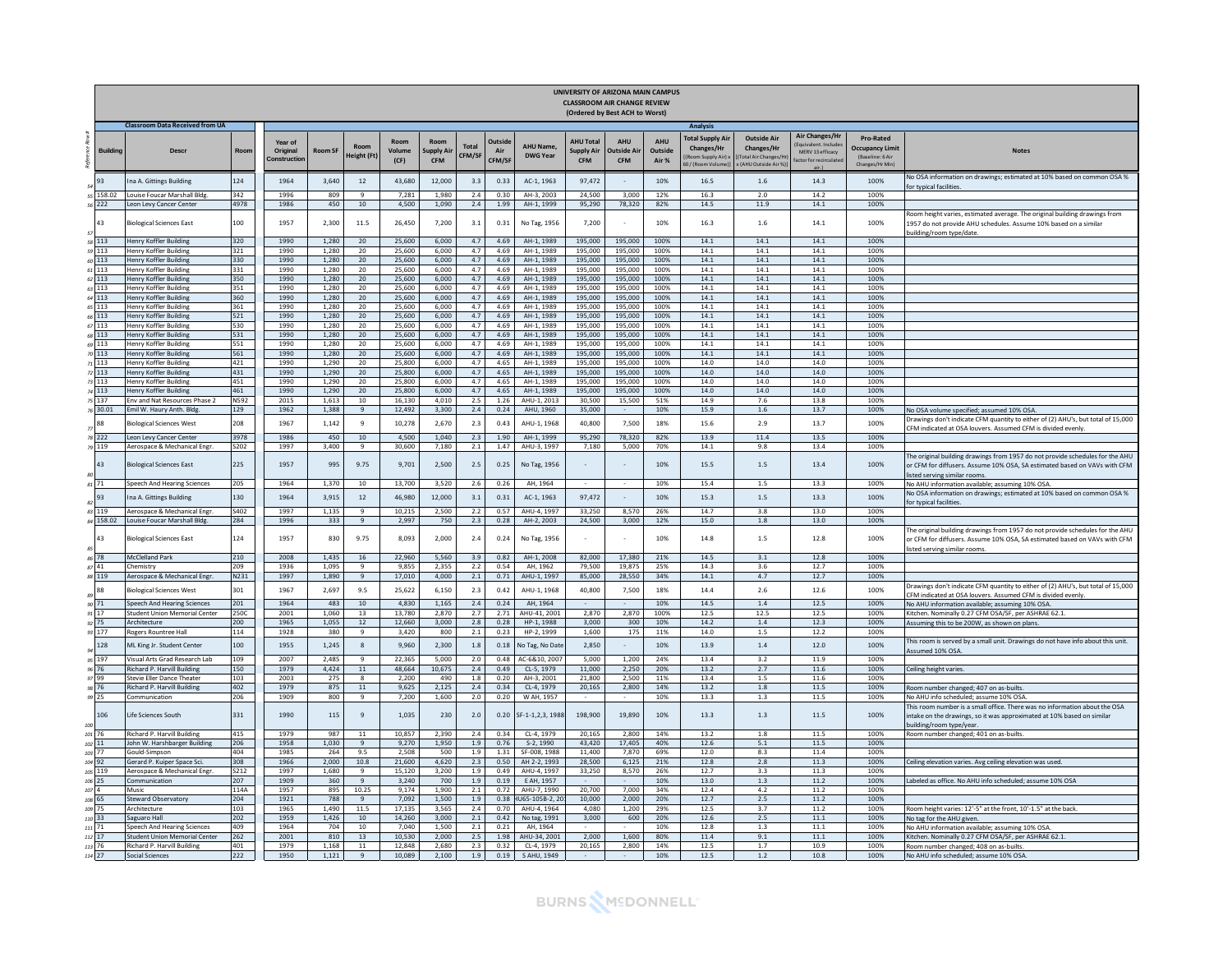# UNIVERSITY OF ARIZONA MAIN CAMPUS
## CLASSROOM AIR CHANGE REVIEW
### (Ordered by Best ACH to Worst)

| Reference Row # | Building | Descr | Room | Year of Original Construction | Room SF | Room Height (Ft) | Room Volume (CF) | Room Supply Air CFM | Total CFM/SF | Outside Air CFM/SF | AHU Name, DWG Year | AHU Total Supply Air CFM | AHU Outside Air CFM | AHU Outside Air % | Total Supply Air Changes/Hr [(Room Supply Air) x 60 / (Room Volume)] | Outside Air Changes/Hr [(Total Air Changes/Hr) x (AHU Outside Air %)] | Air Changes/Hr (Equivalent. Includes MERV 13 efficacy factor for recirculated air.) | Pro-Rated Occupancy Limit (Baseline: 6 Air Changes/Hr Min) | Notes |
|---|---|---|---|---|---|---|---|---|---|---|---|---|---|---|---|---|---|---|---|
| | **Classroom Data Received from UA** | | | | | | | | | | | | | | **Analysis** | | | | |
| 54 | 93 | Ina A. Gittings Building | 124 | 1964 | 3,640 | 12 | 43,680 | 12,000 | 3.3 | 0.33 | AC-1, 1963 | 97,472 | - | 10% | 16.5 | 1.6 | 14.3 | 100% | No OSA information on drawings; estimated at 10% based on common OSA % for typical facilities. |
| 55 | 158.02 | Louise Foucar Marshall Bldg. | 342 | 1996 | 809 | 9 | 7,281 | 1,980 | 2.4 | 0.30 | AH-3, 2003 | 24,500 | 3,000 | 12% | 16.3 | 2.0 | 14.2 | 100% | |
| 56 | 222 | Leon Levy Cancer Center | 4978 | 1986 | 450 | 10 | 4,500 | 1,090 | 2.4 | 1.99 | AH-1, 1999 | 95,290 | 78,320 | 82% | 14.5 | 11.9 | 14.1 | 100% | |
| 57 | 43 | Biological Sciences East | 100 | 1957 | 2,300 | 11.5 | 26,450 | 7,200 | 3.1 | 0.31 | No Tag, 1956 | 7,200 | - | 10% | 16.3 | 1.6 | 14.1 | 100% | Room height varies, estimated average. The original building drawings from 1957 do not provide AHU schedules. Assume 10% based on a similar building/room type/date. |
| 58 | 113 | Henry Koffler Building | 320 | 1990 | 1,280 | 20 | 25,600 | 6,000 | 4.7 | 4.69 | AH-1, 1989 | 195,000 | 195,000 | 100% | 14.1 | 14.1 | 14.1 | 100% | |
| 59 | 113 | Henry Koffler Building | 321 | 1990 | 1,280 | 20 | 25,600 | 6,000 | 4.7 | 4.69 | AH-1, 1989 | 195,000 | 195,000 | 100% | 14.1 | 14.1 | 14.1 | 100% | |
| 60 | 113 | Henry Koffler Building | 330 | 1990 | 1,280 | 20 | 25,600 | 6,000 | 4.7 | 4.69 | AH-1, 1989 | 195,000 | 195,000 | 100% | 14.1 | 14.1 | 14.1 | 100% | |
| 61 | 113 | Henry Koffler Building | 331 | 1990 | 1,280 | 20 | 25,600 | 6,000 | 4.7 | 4.69 | AH-1, 1989 | 195,000 | 195,000 | 100% | 14.1 | 14.1 | 14.1 | 100% | |
| 62 | 113 | Henry Koffler Building | 350 | 1990 | 1,280 | 20 | 25,600 | 6,000 | 4.7 | 4.69 | AH-1, 1989 | 195,000 | 195,000 | 100% | 14.1 | 14.1 | 14.1 | 100% | |
| 63 | 113 | Henry Koffler Building | 351 | 1990 | 1,280 | 20 | 25,600 | 6,000 | 4.7 | 4.69 | AH-1, 1989 | 195,000 | 195,000 | 100% | 14.1 | 14.1 | 14.1 | 100% | |
| 64 | 113 | Henry Koffler Building | 360 | 1990 | 1,280 | 20 | 25,600 | 6,000 | 4.7 | 4.69 | AH-1, 1989 | 195,000 | 195,000 | 100% | 14.1 | 14.1 | 14.1 | 100% | |
| 65 | 113 | Henry Koffler Building | 361 | 1990 | 1,280 | 20 | 25,600 | 6,000 | 4.7 | 4.69 | AH-1, 1989 | 195,000 | 195,000 | 100% | 14.1 | 14.1 | 14.1 | 100% | |
| 66 | 113 | Henry Koffler Building | 521 | 1990 | 1,280 | 20 | 25,600 | 6,000 | 4.7 | 4.69 | AH-1, 1989 | 195,000 | 195,000 | 100% | 14.1 | 14.1 | 14.1 | 100% | |
| 67 | 113 | Henry Koffler Building | 530 | 1990 | 1,280 | 20 | 25,600 | 6,000 | 4.7 | 4.69 | AH-1, 1989 | 195,000 | 195,000 | 100% | 14.1 | 14.1 | 14.1 | 100% | |
| 68 | 113 | Henry Koffler Building | 531 | 1990 | 1,280 | 20 | 25,600 | 6,000 | 4.7 | 4.69 | AH-1, 1989 | 195,000 | 195,000 | 100% | 14.1 | 14.1 | 14.1 | 100% | |
| 69 | 113 | Henry Koffler Building | 551 | 1990 | 1,280 | 20 | 25,600 | 6,000 | 4.7 | 4.69 | AH-1, 1989 | 195,000 | 195,000 | 100% | 14.1 | 14.1 | 14.1 | 100% | |
| 70 | 113 | Henry Koffler Building | 561 | 1990 | 1,280 | 20 | 25,600 | 6,000 | 4.7 | 4.69 | AH-1, 1989 | 195,000 | 195,000 | 100% | 14.1 | 14.1 | 14.1 | 100% | |
| 71 | 113 | Henry Koffler Building | 421 | 1990 | 1,290 | 20 | 25,800 | 6,000 | 4.7 | 4.65 | AH-1, 1989 | 195,000 | 195,000 | 100% | 14.0 | 14.0 | 14.0 | 100% | |
| 72 | 113 | Henry Koffler Building | 431 | 1990 | 1,290 | 20 | 25,800 | 6,000 | 4.7 | 4.65 | AH-1, 1989 | 195,000 | 195,000 | 100% | 14.0 | 14.0 | 14.0 | 100% | |
| 73 | 113 | Henry Koffler Building | 451 | 1990 | 1,290 | 20 | 25,800 | 6,000 | 4.7 | 4.65 | AH-1, 1989 | 195,000 | 195,000 | 100% | 14.0 | 14.0 | 14.0 | 100% | |
| 74 | 113 | Henry Koffler Building | 461 | 1990 | 1,290 | 20 | 25,800 | 6,000 | 4.7 | 4.65 | AH-1, 1989 | 195,000 | 195,000 | 100% | 14.0 | 14.0 | 14.0 | 100% | |
| 75 | 137 | Env and Nat Resources Phase 2 | N592 | 2015 | 1,613 | 10 | 16,130 | 4,010 | 2.5 | 1.26 | AHU-1, 2013 | 30,500 | 15,500 | 51% | 14.9 | 7.6 | 13.8 | 100% | |
| 76 | 30.01 | Emil W. Haury Anth. Bldg. | 129 | 1962 | 1,388 | 9 | 12,492 | 3,300 | 2.4 | 0.24 | AHU, 1960 | 35,000 | - | 10% | 15.9 | 1.6 | 13.7 | 100% | No OSA volume specified; assumed 10% OSA. |
| 77 | 88 | Biological Sciences West | 208 | 1967 | 1,142 | 9 | 10,278 | 2,670 | 2.3 | 0.43 | AHU-1, 1968 | 40,800 | 7,500 | 18% | 15.6 | 2.9 | 13.7 | 100% | Drawings don't indicate CFM quantity to either of (2) AHU's, but total of 15,000 CFM indicated at OSA louvers. Assumed CFM is divided evenly. |
| 78 | 222 | Leon Levy Cancer Center | 3978 | 1986 | 450 | 10 | 4,500 | 1,040 | 2.3 | 1.90 | AH-1, 1999 | 95,290 | 78,320 | 82% | 13.9 | 11.4 | 13.5 | 100% | |
| 79 | 119 | Aerospace & Mechanical Engr. | S202 | 1997 | 3,400 | 9 | 30,600 | 7,180 | 2.1 | 1.47 | AHU-3, 1997 | 7,180 | 5,000 | 70% | 14.1 | 9.8 | 13.4 | 100% | |
| 80 | 43 | Biological Sciences East | 225 | 1957 | 995 | 9.75 | 9,701 | 2,500 | 2.5 | 0.25 | No Tag, 1956 | - | - | 10% | 15.5 | 1.5 | 13.4 | 100% | The original building drawings from 1957 do not provide schedules for the AHU or CFM for diffusers. Assume 10% OSA, SA estimated based on VAVs with CFM listed serving similar rooms. |
| 81 | 71 | Speech And Hearing Sciences | 205 | 1964 | 1,370 | 10 | 13,700 | 3,520 | 2.6 | 0.26 | AH, 1964 | - | - | 10% | 15.4 | 1.5 | 13.3 | 100% | No AHU information available; assuming 10% OSA. |
| 82 | 93 | Ina A. Gittings Building | 130 | 1964 | 3,915 | 12 | 46,980 | 12,000 | 3.1 | 0.31 | AC-1, 1963 | 97,472 | - | 10% | 15.3 | 1.5 | 13.3 | 100% | No OSA information on drawings; estimated at 10% based on common OSA % for typical facilities. |
| 83 | 119 | Aerospace & Mechanical Engr. | S402 | 1997 | 1,135 | 9 | 10,215 | 2,500 | 2.2 | 0.57 | AHU-4, 1997 | 33,250 | 8,570 | 26% | 14.7 | 3.8 | 13.0 | 100% | |
| 84 | 158.02 | Louise Foucar Marshall Bldg. | 284 | 1996 | 333 | 9 | 2,997 | 750 | 2.3 | 0.28 | AH-2, 2003 | 24,500 | 3,000 | 12% | 15.0 | 1.8 | 13.0 | 100% | |
| 85 | 43 | Biological Sciences East | 124 | 1957 | 830 | 9.75 | 8,093 | 2,000 | 2.4 | 0.24 | No Tag, 1956 | - | - | 10% | 14.8 | 1.5 | 12.8 | 100% | The original building drawings from 1957 do not provide schedules for the AHU or CFM for diffusers. Assume 10% OSA, SA estimated based on VAVs with CFM listed serving similar rooms. |
| 86 | 78 | McClelland Park | 210 | 2008 | 1,435 | 16 | 22,960 | 5,560 | 3.9 | 0.82 | AH-1, 2008 | 82,000 | 17,380 | 21% | 14.5 | 3.1 | 12.8 | 100% | |
| 87 | 41 | Chemistry | 209 | 1936 | 1,095 | 9 | 9,855 | 2,355 | 2.2 | 0.54 | AH, 1962 | 79,500 | 19,875 | 25% | 14.3 | 3.6 | 12.7 | 100% | |
| 88 | 119 | Aerospace & Mechanical Engr. | N231 | 1997 | 1,890 | 9 | 17,010 | 4,000 | 2.1 | 0.71 | AHU-1, 1997 | 85,000 | 28,550 | 34% | 14.1 | 4.7 | 12.7 | 100% | |
| 89 | 88 | Biological Sciences West | 301 | 1967 | 2,697 | 9.5 | 25,622 | 6,150 | 2.3 | 0.42 | AHU-1, 1968 | 40,800 | 7,500 | 18% | 14.4 | 2.6 | 12.6 | 100% | Drawings don't indicate CFM quantity to either of (2) AHU's, but total of 15,000 CFM indicated at OSA louvers. Assumed CFM is divided evenly. |
| 90 | 71 | Speech And Hearing Sciences | 201 | 1964 | 483 | 10 | 4,830 | 1,165 | 2.4 | 0.24 | AH, 1964 | - | - | 10% | 14.5 | 1.4 | 12.5 | 100% | No AHU information available; assuming 10% OSA. |
| 91 | 17 | Student Union Memorial Center | 250C | 2001 | 1,060 | 13 | 13,780 | 2,870 | 2.7 | 2.71 | AHU-41, 2001 | 2,870 | 2,870 | 100% | 12.5 | 12.5 | 12.5 | 100% | Kitchen. Nominally 0.27 CFM OSA/SF, per ASHRAE 62.1. |
| 92 | 75 | Architecture | 200 | 1965 | 1,055 | 12 | 12,660 | 3,000 | 2.8 | 0.28 | HP-1, 1988 | 3,000 | 300 | 10% | 14.2 | 1.4 | 12.3 | 100% | Assuming this to be 200W, as shown on plans. |
| 93 | 177 | Rogers Rountree Hall | 114 | 1928 | 380 | 9 | 3,420 | 800 | 2.1 | 0.23 | HP-2, 1999 | 1,600 | 175 | 11% | 14.0 | 1.5 | 12.2 | 100% | |
| 94 | 128 | ML King Jr. Student Center | 100 | 1955 | 1,245 | 8 | 9,960 | 2,300 | 1.8 | 0.18 | No Tag, No Date | 2,850 | - | 10% | 13.9 | 1.4 | 12.0 | 100% | This room is served by a small unit. Drawings do not have info about this unit. Assumed 10% OSA. |
| 95 | 197 | Visual Arts Grad Research Lab | 109 | 2007 | 2,485 | 9 | 22,365 | 5,000 | 2.0 | 0.48 | AC-6&10, 2007 | 5,000 | 1,200 | 24% | 13.4 | 3.2 | 11.9 | 100% | |
| 96 | 76 | Richard P. Harvill Building | 150 | 1979 | 4,424 | 11 | 48,664 | 10,675 | 2.4 | 0.49 | CL-5, 1979 | 11,000 | 2,250 | 20% | 13.2 | 2.7 | 11.6 | 100% | Ceiling height varies. |
| 97 | 99 | Stevie Eller Dance Theater | 103 | 2003 | 275 | 8 | 2,200 | 490 | 1.8 | 0.20 | AH-3, 2001 | 21,800 | 2,500 | 11% | 13.4 | 1.5 | 11.6 | 100% | |
| 98 | 76 | Richard P. Harvill Building | 402 | 1979 | 875 | 11 | 9,625 | 2,125 | 2.4 | 0.34 | CL-4, 1979 | 20,165 | 2,800 | 14% | 13.2 | 1.8 | 11.5 | 100% | Room number changed; 407 on as-builts. |
| 99 | 25 | Communication | 206 | 1909 | 800 | 9 | 7,200 | 1,600 | 2.0 | 0.20 | W AH, 1957 | - | - | 10% | 13.3 | 1.3 | 11.5 | 100% | No AHU info scheduled; assume 10% OSA. |
| 100 | 106 | Life Sciences South | 331 | 1990 | 115 | 9 | 1,035 | 230 | 2.0 | 0.20 | SF-1-1,2,3, 1988 | 198,900 | 19,890 | 10% | 13.3 | 1.3 | 11.5 | 100% | This room number is a small office. There was no information about the OSA intake on the drawings, so it was approximated at 10% based on similar building/room type/year. |
| 101 | 76 | Richard P. Harvill Building | 415 | 1979 | 987 | 11 | 10,857 | 2,390 | 2.4 | 0.34 | CL-4, 1979 | 20,165 | 2,800 | 14% | 13.2 | 1.8 | 11.5 | 100% | Room number changed; 401 on as-builts. |
| 102 | 11 | John W. Harshbarger Building | 206 | 1958 | 1,030 | 9 | 9,270 | 1,950 | 1.9 | 0.76 | S-2, 1990 | 43,420 | 17,405 | 40% | 12.6 | 5.1 | 11.5 | 100% | |
| 103 | 77 | Gould-Simpson | 404 | 1985 | 264 | 9.5 | 2,508 | 500 | 1.9 | 1.31 | SF-008, 1988 | 11,400 | 7,870 | 69% | 12.0 | 8.3 | 11.4 | 100% | |
| 104 | 92 | Gerard P. Kuiper Space Sci. | 308 | 1966 | 2,000 | 10.8 | 21,600 | 4,620 | 2.3 | 0.50 | AH 2-2, 1993 | 28,500 | 6,125 | 21% | 12.8 | 2.8 | 11.3 | 100% | Ceiling elevation varies. Avg ceiling elevation was used. |
| 105 | 119 | Aerospace & Mechanical Engr. | S212 | 1997 | 1,680 | 9 | 15,120 | 3,200 | 1.9 | 0.49 | AHU-4, 1997 | 33,250 | 8,570 | 26% | 12.7 | 3.3 | 11.3 | 100% | |
| 106 | 25 | Communication | 207 | 1909 | 360 | 9 | 3,240 | 700 | 1.9 | 0.19 | E AH, 1957 | - | - | 10% | 13.0 | 1.3 | 11.2 | 100% | Labeled as office. No AHU info scheduled; assume 10% OSA |
| 107 | 4 | Music | 114A | 1957 | 895 | 10.25 | 9,174 | 1,900 | 2.1 | 0.72 | AHU-7, 1990 | 20,700 | 7,000 | 34% | 12.4 | 4.2 | 11.2 | 100% | |
| 108 | 65 | Steward Observatory | 204 | 1921 | 788 | 9 | 7,092 | 1,500 | 1.9 | 0.38 | HU65-105B-2, 20 | 10,000 | 2,000 | 20% | 12.7 | 2.5 | 11.2 | 100% | |
| 109 | 75 | Architecture | 103 | 1965 | 1,490 | 11.5 | 17,135 | 3,565 | 2.4 | 0.70 | AHU-4, 1964 | 4,080 | 1,200 | 29% | 12.5 | 3.7 | 11.2 | 100% | Room height varies: 12'-5" at the front, 10'-1.5" at the back. |
| 110 | 33 | Saguaro Hall | 202 | 1959 | 1,426 | 10 | 14,260 | 3,000 | 2.1 | 0.42 | No tag, 1991 | 3,000 | 600 | 20% | 12.6 | 2.5 | 11.1 | 100% | No tag for the AHU given. |
| 111 | 71 | Speech And Hearing Sciences | 409 | 1964 | 704 | 10 | 7,040 | 1,500 | 2.1 | 0.21 | AH, 1964 | - | - | 10% | 12.8 | 1.3 | 11.1 | 100% | No AHU information available; assuming 10% OSA. |
| 112 | 17 | Student Union Memorial Center | 262 | 2001 | 810 | 13 | 10,530 | 2,000 | 2.5 | 1.98 | AHU-34, 2001 | 2,000 | 1,600 | 80% | 11.4 | 9.1 | 11.1 | 100% | Kitchen. Nominally 0.27 CFM OSA/SF, per ASHRAE 62.1. |
| 113 | 76 | Richard P. Harvill Building | 401 | 1979 | 1,168 | 11 | 12,848 | 2,680 | 2.3 | 0.32 | CL-4, 1979 | 20,165 | 2,800 | 14% | 12.5 | 1.7 | 10.9 | 100% | Room number changed; 408 on as-builts. |
| 114 | 27 | Social Sciences | 222 | 1950 | 1,121 | 9 | 10,089 | 2,100 | 1.9 | 0.19 | S AHU, 1949 | - | - | 10% | 12.5 | 1.2 | 10.8 | 100% | No AHU info scheduled; assume 10% OSA. |

BURNS & McDONNELL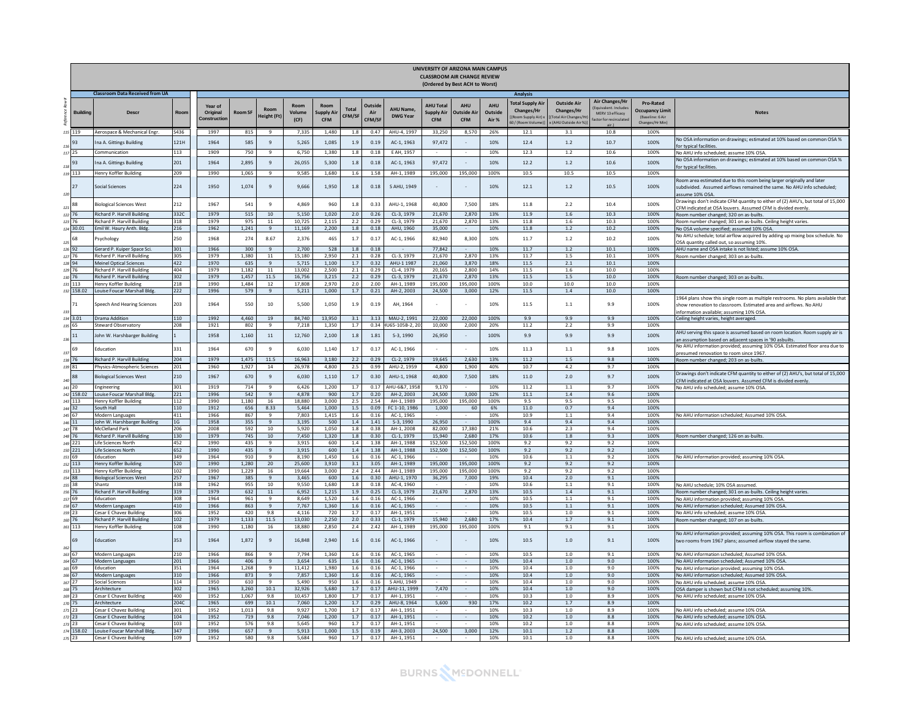# UNIVERSITY OF ARIZONA MAIN CAMPUS
## CLASSROOM AIR CHANGE REVIEW
### (Ordered by Best ACH to Worst)

| Reference Row # | Building | Descr | Room | Year of Original Construction | Room SF | Room Height (Ft) | Room Volume (CF) | Room Supply Air CFM | Total CFM/SF | Outside Air CFM/SF | AHU Name, DWG Year | AHU Total Supply Air CFM | AHU Outside Air CFM | AHU Outside Air % | Total Supply Air Changes/Hr [(Room Supply Air) x 60 / (Room Volume)] | Outside Air Changes/Hr [(Total Air Changes/Hr) x (AHU Outside Air %)] | Air Changes/Hr (Equivalent. Includes MERV 13 efficacy factor for recirculated air.) | Pro-Rated Occupancy Limit (Baseline: 6 Air Changes/Hr Min) | Notes |
|---|---|---|---|---|---|---|---|---|---|---|---|---|---|---|---|---|---|---|---|
| | **Classroom Data Received from UA** | | | **Analysis** | | | | | | | | | | | | | | | |
| 115 | 119 | Aerospace & Mechanical Engr. | S436 | 1997 | 815 | 9 | 7,335 | 1,480 | 1.8 | 0.47 | AHU-4, 1997 | 33,250 | 8,570 | 26% | 12.1 | 3.1 | 10.8 | 100% | |
| 116 | 93 | Ina A. Gittings Building | 121H | 1964 | 585 | 9 | 5,265 | 1,085 | 1.9 | 0.19 | AC-1, 1963 | 97,472 | - | 10% | 12.4 | 1.2 | 10.7 | 100% | No OSA information on drawings; estimated at 10% based on common OSA % for typical facilities. |
| 117 | 25 | Communication | 113 | 1909 | 750 | 9 | 6,750 | 1,380 | 1.8 | 0.18 | E AH, 1957 | - | - | 10% | 12.3 | 1.2 | 10.6 | 100% | No AHU info scheduled; assume 10% OSA. |
| 118 | 93 | Ina A. Gittings Building | 201 | 1964 | 2,895 | 9 | 26,055 | 5,300 | 1.8 | 0.18 | AC-1, 1963 | 97,472 | - | 10% | 12.2 | 1.2 | 10.6 | 100% | No OSA information on drawings; estimated at 10% based on common OSA % for typical facilities. |
| 119 | 113 | Henry Koffler Building | 209 | 1990 | 1,065 | 9 | 9,585 | 1,680 | 1.6 | 1.58 | AH-1, 1989 | 195,000 | 195,000 | 100% | 10.5 | 10.5 | 10.5 | 100% | |
| 120 | 27 | Social Sciences | 224 | 1950 | 1,074 | 9 | 9,666 | 1,950 | 1.8 | 0.18 | S AHU, 1949 | - | - | 10% | 12.1 | 1.2 | 10.5 | 100% | Room area estimated due to this room being larger originally and later subdivided. Assumed airflows remained the same. No AHU info scheduled; assume 10% OSA. |
| 121 | 88 | Biological Sciences West | 212 | 1967 | 541 | 9 | 4,869 | 960 | 1.8 | 0.33 | AHU-1, 1968 | 40,800 | 7,500 | 18% | 11.8 | 2.2 | 10.4 | 100% | Drawings don't indicate CFM quantity to either of (2) AHU's, but total of 15,000 CFM indicated at OSA louvers. Assumed CFM is divided evenly. |
| 122 | 76 | Richard P. Harvill Building | 332C | 1979 | 515 | 10 | 5,150 | 1,020 | 2.0 | 0.26 | CL-3, 1979 | 21,670 | 2,870 | 13% | 11.9 | 1.6 | 10.3 | 100% | Room number changed; 320 on as-builts. |
| 123 | 76 | Richard P. Harvill Building | 318 | 1979 | 975 | 11 | 10,725 | 2,115 | 2.2 | 0.29 | CL-3, 1979 | 21,670 | 2,870 | 13% | 11.8 | 1.6 | 10.3 | 100% | Room number changed; 301 on as-builts. Ceiling height varies. |
| 124 | 30.01 | Emil W. Haury Anth. Bldg. | 216 | 1962 | 1,241 | 9 | 11,169 | 2,200 | 1.8 | 0.18 | AHU, 1960 | 35,000 | - | 10% | 11.8 | 1.2 | 10.2 | 100% | No OSA volume specified; assumed 10% OSA. |
| 125 | 68 | Psychology | 250 | 1968 | 274 | 8.67 | 2,376 | 465 | 1.7 | 0.17 | AC-1, 1966 | 82,940 | 8,300 | 10% | 11.7 | 1.2 | 10.2 | 100% | No AHU schedule; total airflow acquired by adding up mixing box schedule. No OSA quantity called out, so assuming 10%. |
| 126 | 92 | Gerard P. Kuiper Space Sci. | 301 | 1966 | 300 | 9 | 2,700 | 528 | 1.8 | 0.18 | - | 77,842 | - | 10% | 11.7 | 1.2 | 10.1 | 100% | AHU name and OSA intake is not listed; assume 10% OSA. |
| 127 | 76 | Richard P. Harvill Building | 305 | 1979 | 1,380 | 11 | 15,180 | 2,950 | 2.1 | 0.28 | CL-3, 1979 | 21,670 | 2,870 | 13% | 11.7 | 1.5 | 10.1 | 100% | Room number changed; 303 on as-builts. |
| 128 | 94 | Meinel Optical Sciences | 422 | 1970 | 635 | 9 | 5,715 | 1,100 | 1.7 | 0.32 | AHU-1 1987 | 21,060 | 3,870 | 18% | 11.5 | 2.1 | 10.1 | 100% | |
| 129 | 76 | Richard P. Harvill Building | 404 | 1979 | 1,182 | 11 | 13,002 | 2,500 | 2.1 | 0.29 | CL-4, 1979 | 20,165 | 2,800 | 14% | 11.5 | 1.6 | 10.0 | 100% | |
| 130 | 76 | Richard P. Harvill Building | 302 | 1979 | 1,457 | 11.5 | 16,756 | 3,215 | 2.2 | 0.29 | CL-3, 1979 | 21,670 | 2,870 | 13% | 11.5 | 1.5 | 10.0 | 100% | Room number changed; 303 on as-builts. |
| 131 | 113 | Henry Koffler Building | 218 | 1990 | 1,484 | 12 | 17,808 | 2,970 | 2.0 | 2.00 | AH-1, 1989 | 195,000 | 195,000 | 100% | 10.0 | 10.0 | 10.0 | 100% | |
| 132 | 158.02 | Louise Foucar Marshall Bldg. | 222 | 1996 | 579 | 9 | 5,211 | 1,000 | 1.7 | 0.21 | AH-2, 2003 | 24,500 | 3,000 | 12% | 11.5 | 1.4 | 10.0 | 100% | |
| 133 | 71 | Speech And Hearing Sciences | 203 | 1964 | 550 | 10 | 5,500 | 1,050 | 1.9 | 0.19 | AH, 1964 | - | - | 10% | 11.5 | 1.1 | 9.9 | 100% | 1964 plans show this single room as multiple restrooms. No plans available that show renovation to classroom. Estimated area and airflows. No AHU information available; assuming 10% OSA. |
| 134 | 3.01 | Drama Addition | 110 | 1992 | 4,460 | 19 | 84,740 | 13,950 | 3.1 | 3.13 | MAU-2, 1991 | 22,000 | 22,000 | 100% | 9.9 | 9.9 | 9.9 | 100% | Ceiling height varies, height averaged. |
| 135 | 65 | Steward Observatory | 208 | 1921 | 802 | 9 | 7,218 | 1,350 | 1.7 | 0.34 | HU65-105B-2, 20 | 10,000 | 2,000 | 20% | 11.2 | 2.2 | 9.9 | 100% | |
| 136 | 11 | John W. Harshbarger Building | 1 | 1958 | 1,160 | 11 | 12,760 | 2,100 | 1.8 | 1.81 | S-3, 1990 | 26,950 | - | 100% | 9.9 | 9.9 | 9.9 | 100% | AHU serving this space is assumed based on room location. Room supply air is an assumption based on adjacent spaces in '90 asbuilts. |
| 137 | 69 | Education | 331 | 1964 | 670 | 9 | 6,030 | 1,140 | 1.7 | 0.17 | AC-1, 1966 | - | - | 10% | 11.3 | 1.1 | 9.8 | 100% | No AHU information provided; assuming 10% OSA. Estimated floor area due to presumed renovation to room since 1967. |
| 138 | 76 | Richard P. Harvill Building | 204 | 1979 | 1,475 | 11.5 | 16,963 | 3,180 | 2.2 | 0.29 | CL-2, 1979 | 19,645 | 2,630 | 13% | 11.2 | 1.5 | 9.8 | 100% | Room number changed; 203 on as-builts. |
| 139 | 81 | Physics-Atmospheric Sciences | 201 | 1960 | 1,927 | 14 | 26,978 | 4,800 | 2.5 | 0.99 | AHU-2, 1959 | 4,800 | 1,900 | 40% | 10.7 | 4.2 | 9.7 | 100% | |
| 140 | 88 | Biological Sciences West | 210 | 1967 | 670 | 9 | 6,030 | 1,110 | 1.7 | 0.30 | AHU-1, 1968 | 40,800 | 7,500 | 18% | 11.0 | 2.0 | 9.7 | 100% | Drawings don't indicate CFM quantity to either of (2) AHU's, but total of 15,000 CFM indicated at OSA louvers. Assumed CFM is divided evenly. |
| 141 | 20 | Engineering | 301 | 1919 | 714 | 9 | 6,426 | 1,200 | 1.7 | 0.17 | AHU-6&7, 1958 | 9,170 | - | 10% | 11.2 | 1.1 | 9.7 | 100% | No AHU info scheduled; assume 10% OSA. |
| 142 | 158.02 | Louise Foucar Marshall Bldg. | 221 | 1996 | 542 | 9 | 4,878 | 900 | 1.7 | 0.20 | AH-2, 2003 | 24,500 | 3,000 | 12% | 11.1 | 1.4 | 9.6 | 100% | |
| 143 | 113 | Henry Koffler Building | 112 | 1990 | 1,180 | 16 | 18,880 | 3,000 | 2.5 | 2.54 | AH-1, 1989 | 195,000 | 195,000 | 100% | 9.5 | 9.5 | 9.5 | 100% | |
| 144 | 32 | South Hall | 110 | 1912 | 656 | 8.33 | 5,464 | 1,000 | 1.5 | 0.09 | FC 1-10, 1986 | 1,000 | 60 | 6% | 11.0 | 0.7 | 9.4 | 100% | |
| 145 | 67 | Modern Languages | 411 | 1966 | 867 | 9 | 7,803 | 1,415 | 1.6 | 0.16 | AC-1, 1965 | - | - | 10% | 10.9 | 1.1 | 9.4 | 100% | No AHU information scheduled; Assumed 10% OSA. |
| 146 | 11 | John W. Harshbarger Building | 1G | 1958 | 355 | 9 | 3,195 | 500 | 1.4 | 1.41 | S-3, 1990 | 26,950 | - | 100% | 9.4 | 9.4 | 9.4 | 100% | |
| 147 | 78 | McClelland Park | 206 | 2008 | 592 | 10 | 5,920 | 1,050 | 1.8 | 0.38 | AH-1, 2008 | 82,000 | 17,380 | 21% | 10.6 | 2.3 | 9.4 | 100% | |
| 148 | 76 | Richard P. Harvill Building | 130 | 1979 | 745 | 10 | 7,450 | 1,320 | 1.8 | 0.30 | CL-1, 1979 | 15,940 | 2,680 | 17% | 10.6 | 1.8 | 9.3 | 100% | Room number changed; 126 on as-builts. |
| 149 | 221 | Life Sciences North | 452 | 1990 | 435 | 9 | 3,915 | 600 | 1.4 | 1.38 | AH-1, 1988 | 152,500 | 152,500 | 100% | 9.2 | 9.2 | 9.2 | 100% | |
| 150 | 221 | Life Sciences North | 652 | 1990 | 435 | 9 | 3,915 | 600 | 1.4 | 1.38 | AH-1, 1988 | 152,500 | 152,500 | 100% | 9.2 | 9.2 | 9.2 | 100% | |
| 151 | 69 | Education | 349 | 1964 | 910 | 9 | 8,190 | 1,450 | 1.6 | 0.16 | AC-1, 1966 | - | - | 10% | 10.6 | 1.1 | 9.2 | 100% | No AHU information provided; assuming 10% OSA. |
| 152 | 113 | Henry Koffler Building | 520 | 1990 | 1,280 | 20 | 25,600 | 3,910 | 3.1 | 3.05 | AH-1, 1989 | 195,000 | 195,000 | 100% | 9.2 | 9.2 | 9.2 | 100% | |
| 153 | 113 | Henry Koffler Building | 102 | 1990 | 1,229 | 16 | 19,664 | 3,000 | 2.4 | 2.44 | AH-1, 1989 | 195,000 | 195,000 | 100% | 9.2 | 9.2 | 9.2 | 100% | |
| 154 | 88 | Biological Sciences West | 257 | 1967 | 385 | 9 | 3,465 | 600 | 1.6 | 0.30 | AHU-1, 1970 | 36,295 | 7,000 | 19% | 10.4 | 2.0 | 9.1 | 100% | |
| 155 | 38 | Shantz | 338 | 1962 | 955 | 10 | 9,550 | 1,680 | 1.8 | 0.18 | AC-4, 1960 | - | - | 10% | 10.6 | 1.1 | 9.1 | 100% | No AHU schedule; 10% OSA assumed. |
| 156 | 76 | Richard P. Harvill Building | 319 | 1979 | 632 | 11 | 6,952 | 1,215 | 1.9 | 0.25 | CL-3, 1979 | 21,670 | 2,870 | 13% | 10.5 | 1.4 | 9.1 | 100% | Room number changed; 301 on as-builts. Ceiling height varies. |
| 157 | 69 | Education | 308 | 1964 | 961 | 9 | 8,649 | 1,520 | 1.6 | 0.16 | AC-1, 1966 | - | - | 10% | 10.5 | 1.1 | 9.1 | 100% | No AHU information provided; assuming 10% OSA. |
| 158 | 67 | Modern Languages | 410 | 1966 | 863 | 9 | 7,767 | 1,360 | 1.6 | 0.16 | AC-1, 1965 | - | - | 10% | 10.5 | 1.1 | 9.1 | 100% | No AHU information scheduled; Assumed 10% OSA. |
| 159 | 23 | Cesar E Chavez Building | 306 | 1952 | 420 | 9.8 | 4,116 | 720 | 1.7 | 0.17 | AH-1, 1951 | - | - | 10% | 10.5 | 1.0 | 9.1 | 100% | No AHU info scheduled; assume 10% OSA. |
| 160 | 76 | Richard P. Harvill Building | 102 | 1979 | 1,133 | 11.5 | 13,030 | 2,250 | 2.0 | 0.33 | CL-1, 1979 | 15,940 | 2,680 | 17% | 10.4 | 1.7 | 9.1 | 100% | Room number changed; 107 on as-builts. |
| 161 | 113 | Henry Koffler Building | 108 | 1990 | 1,180 | 16 | 18,880 | 2,850 | 2.4 | 2.42 | AH-1, 1989 | 195,000 | 195,000 | 100% | 9.1 | 9.1 | 9.1 | 100% | |
| 162 | 69 | Education | 353 | 1964 | 1,872 | 9 | 16,848 | 2,940 | 1.6 | 0.16 | AC-1, 1966 | - | - | 10% | 10.5 | 1.0 | 9.1 | 100% | No AHU information provided; assuming 10% OSA. This room is combination of two rooms from 1967 plans; assumed airflow stayed the same. |
| 163 | 67 | Modern Languages | 210 | 1966 | 866 | 9 | 7,794 | 1,360 | 1.6 | 0.16 | AC-1, 1965 | - | - | 10% | 10.5 | 1.0 | 9.1 | 100% | No AHU information scheduled; Assumed 10% OSA. |
| 164 | 67 | Modern Languages | 201 | 1966 | 406 | 9 | 3,654 | 635 | 1.6 | 0.16 | AC-1, 1965 | - | - | 10% | 10.4 | 1.0 | 9.0 | 100% | No AHU information scheduled; Assumed 10% OSA. |
| 165 | 69 | Education | 351 | 1964 | 1,268 | 9 | 11,412 | 1,980 | 1.6 | 0.16 | AC-1, 1966 | - | - | 10% | 10.4 | 1.0 | 9.0 | 100% | No AHU information provided; assuming 10% OSA. |
| 166 | 67 | Modern Languages | 310 | 1966 | 873 | 9 | 7,857 | 1,360 | 1.6 | 0.16 | AC-1, 1965 | - | - | 10% | 10.4 | 1.0 | 9.0 | 100% | No AHU information scheduled; Assumed 10% OSA. |
| 167 | 27 | Social Sciences | 114 | 1950 | 610 | 9 | 5,490 | 950 | 1.6 | 0.16 | S AHU, 1949 | - | - | 10% | 10.4 | 1.0 | 9.0 | 100% | No AHU info scheduled; assume 10% OSA. |
| 168 | 75 | Architecture | 302 | 1965 | 3,260 | 10.1 | 32,926 | 5,680 | 1.7 | 0.17 | AHU-11, 1999 | 7,470 | - | 10% | 10.4 | 1.0 | 9.0 | 100% | OSA damper is shown but CFM is not scheduled; assuming 10%. |
| 169 | 23 | Cesar E Chavez Building | 400 | 1952 | 1,067 | 9.8 | 10,457 | 1,800 | 1.7 | 0.17 | AH-1, 1951 | - | - | 10% | 10.3 | 1.0 | 8.9 | 100% | No AHU info scheduled; assume 10% OSA. |
| 170 | 75 | Architecture | 204C | 1965 | 699 | 10.1 | 7,060 | 1,200 | 1.7 | 0.29 | AHU-8, 1964 | 5,600 | 930 | 17% | 10.2 | 1.7 | 8.9 | 100% | |
| 171 | 23 | Cesar E Chavez Building | 301 | 1952 | 1,013 | 9.8 | 9,927 | 1,700 | 1.7 | 0.17 | AH-1, 1951 | - | - | 10% | 10.3 | 1.0 | 8.9 | 100% | No AHU info scheduled; assume 10% OSA. |
| 172 | 23 | Cesar E Chavez Building | 104 | 1952 | 719 | 9.8 | 7,046 | 1,200 | 1.7 | 0.17 | AH-1, 1951 | - | - | 10% | 10.2 | 1.0 | 8.8 | 100% | No AHU info scheduled; assume 10% OSA. |
| 173 | 23 | Cesar E Chavez Building | 103 | 1952 | 576 | 9.8 | 5,645 | 960 | 1.7 | 0.17 | AH-1, 1951 | - | - | 10% | 10.2 | 1.0 | 8.8 | 100% | No AHU info scheduled; assume 10% OSA. |
| 174 | 158.02 | Louise Foucar Marshall Bldg. | 347 | 1996 | 657 | 9 | 5,913 | 1,000 | 1.5 | 0.19 | AH-3, 2003 | 24,500 | 3,000 | 12% | 10.1 | 1.2 | 8.8 | 100% | |
| 175 | 23 | Cesar E Chavez Building | 109 | 1952 | 580 | 9.8 | 5,684 | 960 | 1.7 | 0.17 | AH-1, 1951 | - | - | 10% | 10.1 | 1.0 | 8.8 | 100% | No AHU info scheduled; assume 10% OSA. |

BURNS & McDONNELL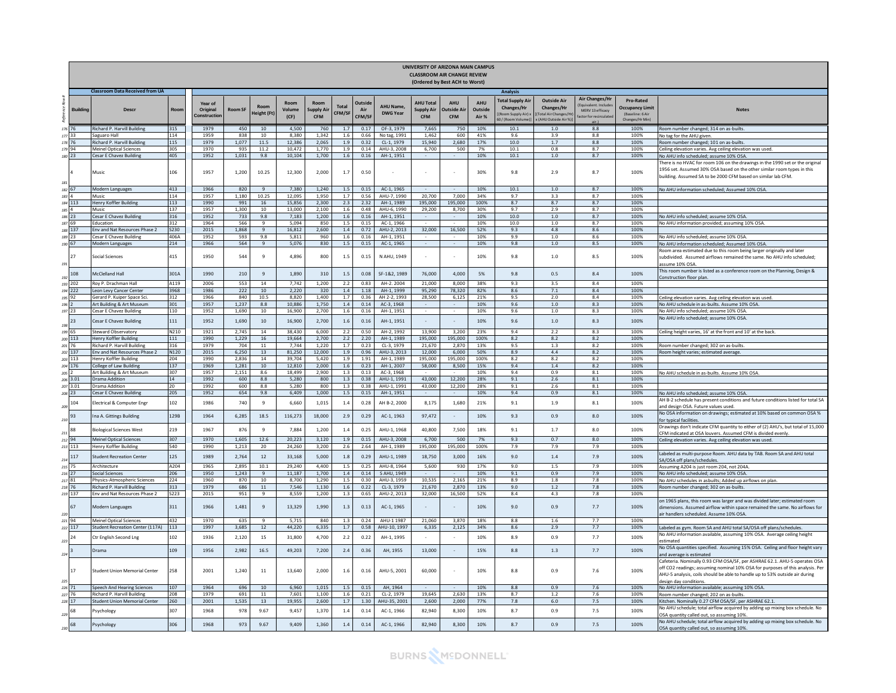# UNIVERSITY OF ARIZONA MAIN CAMPUS
## CLASSROOM AIR CHANGE REVIEW
### (Ordered by Best ACH to Worst)

| Reference Row # | Building | Descr | Room | Year of Original Construction | Room SF | Room Height (Ft) | Room Volume (CF) | Room Supply Air CFM | Total CFM/SF | Outside Air CFM/SF | AHU Name, DWG Year | AHU Total Supply Air CFM | AHU Outside Air CFM | AHU Outside Air % | Total Supply Air Changes/Hr [(Room Supply Air) x 60 / (Room Volume)] | Outside Air Changes/Hr [(Total Air Changes/Hr) x (AHU Outside Air %)] | Air Changes/Hr (Equivalent. Includes MERV 13 efficacy factor for recirculated air.) | Pro-Rated Occupancy Limit (Baseline: 6 Air Changes/Hr Min) | Notes |
|---|---|---|---|---|---|---|---|---|---|---|---|---|---|---|---|---|---|---|---|
| | **Classroom Data Received from UA** | | | **Analysis** | | | | | | | | | | | | | | | |
| 176 | 76 | Richard P. Harvill Building | 315 | 1979 | 450 | 10 | 4,500 | 760 | 1.7 | 0.17 | OF-3, 1979 | 7,665 | 750 | 10% | 10.1 | 1.0 | 8.8 | 100% | Room number changed; 314 on as-builts. |
| 177 | 33 | Saguaro Hall | 114 | 1959 | 838 | 10 | 8,380 | 1,342 | 1.6 | 0.66 | No tag, 1991 | 1,462 | 600 | 41% | 9.6 | 3.9 | 8.8 | 100% | No tag for the AHU given. |
| 178 | 76 | Richard P. Harvill Building | 115 | 1979 | 1,077 | 11.5 | 12,386 | 2,065 | 1.9 | 0.32 | CL-1, 1979 | 15,940 | 2,680 | 17% | 10.0 | 1.7 | 8.8 | 100% | Room number changed; 101 on as-builts. |
| 179 | 94 | Meinel Optical Sciences | 305 | 1970 | 935 | 11.2 | 10,472 | 1,770 | 1.9 | 0.14 | AHU-3, 2008 | 6,700 | 500 | 7% | 10.1 | 0.8 | 8.7 | 100% | Ceiling elevation varies. Avg ceiling elevation was used. |
| 180 | 23 | Cesar E Chavez Building | 405 | 1952 | 1,031 | 9.8 | 10,104 | 1,700 | 1.6 | 0.16 | AH-1, 1951 | - | - | 10% | 10.1 | 1.0 | 8.7 | 100% | No AHU info scheduled; assume 10% OSA. |
| 181 | 4 | Music | 106 | 1957 | 1,200 | 10.25 | 12,300 | 2,000 | 1.7 | 0.50 | - | - | - | 30% | 9.8 | 2.9 | 8.7 | 100% | There is no HVAC for room 106 on the drawings in the 1990 set or the original 1956 set. Assumed 30% OSA based on the other similar room types in this building. Assumed SA to be 2000 CFM based on similar lab CFM. |
| 182 | 67 | Modern Languages | 413 | 1966 | 820 | 9 | 7,380 | 1,240 | 1.5 | 0.15 | AC-1, 1965 | - | - | 10% | 10.1 | 1.0 | 8.7 | 100% | No AHU information scheduled; Assumed 10% OSA. |
| 183 | 4 | Music | 114 | 1957 | 1,180 | 10.25 | 12,095 | 1,950 | 1.7 | 0.56 | AHU-7, 1990 | 20,700 | 7,000 | 34% | 9.7 | 3.3 | 8.7 | 100% | |
| 184 | 113 | Henry Koffler Building | 113 | 1990 | 991 | 16 | 15,856 | 2,300 | 2.3 | 2.32 | AH-1, 1989 | 195,000 | 195,000 | 100% | 8.7 | 8.7 | 8.7 | 100% | |
| 185 | 4 | Music | 137 | 1957 | 1,300 | 10 | 13,000 | 2,100 | 1.6 | 0.48 | AHU-6, 1990 | 29,200 | 8,700 | 30% | 9.7 | 2.9 | 8.7 | 100% | |
| 186 | 23 | Cesar E Chavez Building | 316 | 1952 | 733 | 9.8 | 7,183 | 1,200 | 1.6 | 0.16 | AH-1, 1951 | - | - | 10% | 10.0 | 1.0 | 8.7 | 100% | No AHU info scheduled; assume 10% OSA. |
| 187 | 69 | Education | 312 | 1964 | 566 | 9 | 5,094 | 850 | 1.5 | 0.15 | AC-1, 1966 | - | - | 10% | 10.0 | 1.0 | 8.7 | 100% | No AHU information provided; assuming 10% OSA. |
| 188 | 137 | Env and Nat Resources Phase 2 | S230 | 2015 | 1,868 | 9 | 16,812 | 2,600 | 1.4 | 0.72 | AHU-2, 2013 | 32,000 | 16,500 | 52% | 9.3 | 4.8 | 8.6 | 100% | |
| 189 | 23 | Cesar E Chavez Building | 406A | 1952 | 593 | 9.8 | 5,811 | 960 | 1.6 | 0.16 | AH-1, 1951 | - | - | 10% | 9.9 | 1.0 | 8.6 | 100% | No AHU info scheduled; assume 10% OSA. |
| 190 | 67 | Modern Languages | 214 | 1966 | 564 | 9 | 5,076 | 830 | 1.5 | 0.15 | AC-1, 1965 | - | - | 10% | 9.8 | 1.0 | 8.5 | 100% | No AHU information scheduled; Assumed 10% OSA. |
| 191 | 27 | Social Sciences | 415 | 1950 | 544 | 9 | 4,896 | 800 | 1.5 | 0.15 | N AHU, 1949 | - | - | 10% | 9.8 | 1.0 | 8.5 | 100% | Room area estimated due to this room being larger originally and later subdivided. Assumed airflows remained the same. No AHU info scheduled; assume 10% OSA. |
| 192 | 108 | McClelland Hall | 301A | 1990 | 210 | 9 | 1,890 | 310 | 1.5 | 0.08 | SF-1&2, 1989 | 76,000 | 4,000 | 5% | 9.8 | 0.5 | 8.4 | 100% | This room number is listed as a conference room on the Planning, Design & Construction floor plan. |
| 193 | 202 | Roy P. Drachman Hall | A119 | 2006 | 553 | 14 | 7,742 | 1,200 | 2.2 | 0.83 | AH-2. 2004 | 21,000 | 8,000 | 38% | 9.3 | 3.5 | 8.4 | 100% | |
| 194 | 222 | Leon Levy Cancer Center | 3968 | 1986 | 222 | 10 | 2,220 | 320 | 1.4 | 1.18 | AH-1, 1999 | 95,290 | 78,320 | 82% | 8.6 | 7.1 | 8.4 | 100% | |
| 195 | 92 | Gerard P. Kuiper Space Sci. | 312 | 1966 | 840 | 10.5 | 8,820 | 1,400 | 1.7 | 0.36 | AH 2-2, 1993 | 28,500 | 6,125 | 21% | 9.5 | 2.0 | 8.4 | 100% | Ceiling elevation varies. Avg ceiling elevation was used. |
| 196 | 2 | Art Building & Art Museum | 301 | 1957 | 1,237 | 8.8 | 10,886 | 1,750 | 1.4 | 0.14 | AC-3, 1968 | - | - | 10% | 9.6 | 1.0 | 8.3 | 100% | No AHU schedule in as-builts. Assume 10% OSA. |
| 197 | 23 | Cesar E Chavez Building | 110 | 1952 | 1,690 | 10 | 16,900 | 2,700 | 1.6 | 0.16 | AH-1, 1951 | - | - | 10% | 9.6 | 1.0 | 8.3 | 100% | No AHU info scheduled; assume 10% OSA. |
| 198 | 23 | Cesar E Chavez Building | 111 | 1952 | 1,690 | 10 | 16,900 | 2,700 | 1.6 | 0.16 | AH-1, 1951 | - | - | 10% | 9.6 | 1.0 | 8.3 | 100% | No AHU info scheduled; assume 10% OSA. |
| 199 | 65 | Steward Observatory | N210 | 1921 | 2,745 | 14 | 38,430 | 6,000 | 2.2 | 0.50 | AH-2, 1992 | 13,900 | 3,200 | 23% | 9.4 | 2.2 | 8.3 | 100% | Ceiling height varies, 16' at the front and 10' at the back. |
| 200 | 113 | Henry Koffler Building | 111 | 1990 | 1,229 | 16 | 19,664 | 2,700 | 2.2 | 2.20 | AH-1, 1989 | 195,000 | 195,000 | 100% | 8.2 | 8.2 | 8.2 | 100% | |
| 201 | 76 | Richard P. Harvill Building | 316 | 1979 | 704 | 11 | 7,744 | 1,220 | 1.7 | 0.23 | CL-3, 1979 | 21,670 | 2,870 | 13% | 9.5 | 1.3 | 8.2 | 100% | Room number changed; 302 on as-builts. |
| 202 | 137 | Env and Nat Resources Phase 2 | N120 | 2015 | 6,250 | 13 | 81,250 | 12,000 | 1.9 | 0.96 | AHU-3, 2013 | 12,000 | 6,000 | 50% | 8.9 | 4.4 | 8.2 | 100% | Room height varies; estimated average. |
| 203 | 113 | Henry Koffler Building | 204 | 1990 | 2,836 | 14 | 39,704 | 5,420 | 1.9 | 1.91 | AH-1, 1989 | 195,000 | 195,000 | 100% | 8.2 | 8.2 | 8.2 | 100% | |
| 204 | 176 | College of Law Building | 137 | 1969 | 1,281 | 10 | 12,810 | 2,000 | 1.6 | 0.23 | AH-1, 2007 | 58,000 | 8,500 | 15% | 9.4 | 1.4 | 8.2 | 100% | |
| 205 | 2 | Art Building & Art Museum | 307 | 1957 | 2,151 | 8.6 | 18,499 | 2,900 | 1.3 | 0.13 | AC-3, 1968 | - | - | 10% | 9.4 | 0.9 | 8.1 | 100% | No AHU schedule in as-builts. Assume 10% OSA. |
| 206 | 3.01 | Drama Addition | 14 | 1992 | 600 | 8.8 | 5,280 | 800 | 1.3 | 0.38 | AHU-1, 1991 | 43,000 | 12,200 | 28% | 9.1 | 2.6 | 8.1 | 100% | |
| 207 | 3.01 | Drama Addition | 20 | 1992 | 600 | 8.8 | 5,280 | 800 | 1.3 | 0.38 | AHU-1, 1991 | 43,000 | 12,200 | 28% | 9.1 | 2.6 | 8.1 | 100% | |
| 208 | 23 | Cesar E Chavez Building | 205 | 1952 | 654 | 9.8 | 6,409 | 1,000 | 1.5 | 0.15 | AH-1, 1951 | - | - | 10% | 9.4 | 0.9 | 8.1 | 100% | No AHU info scheduled; assume 10% OSA. |
| 209 | 104 | Electrical & Computer Engr | 102 | 1986 | 740 | 9 | 6,660 | 1,015 | 1.4 | 0.28 | AH B-2, 2000 | 8,175 | 1,680 | 21% | 9.1 | 1.9 | 8.1 | 100% | AH B-2 schedule has present conditions and future conditions listed for total SA and design OSA. Future values used. |
| 210 | 93 | Ina A. Gittings Building | 129B | 1964 | 6,285 | 18.5 | 116,273 | 18,000 | 2.9 | 0.29 | AC-1, 1963 | 97,472 | - | 10% | 9.3 | 0.9 | 8.0 | 100% | No OSA information on drawings; estimated at 10% based on common OSA % for typical facilities. |
| 211 | 88 | Biological Sciences West | 219 | 1967 | 876 | 9 | 7,884 | 1,200 | 1.4 | 0.25 | AHU-1, 1968 | 40,800 | 7,500 | 18% | 9.1 | 1.7 | 8.0 | 100% | Drawings don't indicate CFM quantity to either of (2) AHU's, but total of 15,000 CFM indicated at OSA louvers. Assumed CFM is divided evenly. |
| 212 | 94 | Meinel Optical Sciences | 307 | 1970 | 1,605 | 12.6 | 20,223 | 3,120 | 1.9 | 0.15 | AHU-3, 2008 | 6,700 | 500 | 7% | 9.3 | 0.7 | 8.0 | 100% | Ceiling elevation varies. Avg ceiling elevation was used. |
| 213 | 113 | Henry Koffler Building | 540 | 1990 | 1,213 | 20 | 24,260 | 3,200 | 2.6 | 2.64 | AH-1, 1989 | 195,000 | 195,000 | 100% | 7.9 | 7.9 | 7.9 | 100% | |
| 214 | 117 | Student Recreation Center | 125 | 1989 | 2,764 | 12 | 33,168 | 5,000 | 1.8 | 0.29 | AHU-1, 1989 | 18,750 | 3,000 | 16% | 9.0 | 1.4 | 7.9 | 100% | Labeled as multi-purpose Room. AHU data by TAB. Room SA and AHU total SA/OSA off plans/schedules. |
| 215 | 75 | Architecture | A204 | 1965 | 2,895 | 10.1 | 29,240 | 4,400 | 1.5 | 0.25 | AHU-8, 1964 | 5,600 | 930 | 17% | 9.0 | 1.5 | 7.9 | 100% | Assuming A204 is just room 204, not 204A. |
| 216 | 27 | Social Sciences | 206 | 1950 | 1,243 | 9 | 11,187 | 1,700 | 1.4 | 0.14 | S AHU, 1949 | - | - | 10% | 9.1 | 0.9 | 7.9 | 100% | No AHU info scheduled; assume 10% OSA. |
| 217 | 81 | Physics-Atmospheric Sciences | 224 | 1960 | 870 | 10 | 8,700 | 1,290 | 1.5 | 0.30 | AHU-3, 1959 | 10,535 | 2,165 | 21% | 8.9 | 1.8 | 7.8 | 100% | No AHU schedules in asbuilts; Added up airflows on plan. |
| 218 | 76 | Richard P. Harvill Building | 313 | 1979 | 686 | 11 | 7,546 | 1,130 | 1.6 | 0.22 | CL-3, 1979 | 21,670 | 2,870 | 13% | 9.0 | 1.2 | 7.8 | 100% | Room number changed; 302 on as-builts. |
| 219 | 137 | Env and Nat Resources Phase 2 | S223 | 2015 | 951 | 9 | 8,559 | 1,200 | 1.3 | 0.65 | AHU-2, 2013 | 32,000 | 16,500 | 52% | 8.4 | 4.3 | 7.8 | 100% | |
| 220 | 67 | Modern Languages | 311 | 1966 | 1,481 | 9 | 13,329 | 1,990 | 1.3 | 0.13 | AC-1, 1965 | - | - | 10% | 9.0 | 0.9 | 7.7 | 100% | on 1965 plans, this room was larger and was divided later; estimated room dimensions. Assumed airflow within space remained the same. No airflows for air handlers scheduled. Assume 10% OSA. |
| 221 | 94 | Meinel Optical Sciences | 432 | 1970 | 635 | 9 | 5,715 | 840 | 1.3 | 0.24 | AHU-1 1987 | 21,060 | 3,870 | 18% | 8.8 | 1.6 | 7.7 | 100% | |
| 222 | 117 | Student Recreation Center (117A) | 113 | 1997 | 3,685 | 12 | 44,220 | 6,335 | 1.7 | 0.58 | AHU-10, 1997 | 6,335 | 2,125 | 34% | 8.6 | 2.9 | 7.7 | 100% | Labeled as gym. Room SA and AHU total SA/OSA off plans/schedules. |
| 223 | 24 | Ctr English Second Lng | 102 | 1936 | 2,120 | 15 | 31,800 | 4,700 | 2.2 | 0.22 | AHU-1, 1995 | - | - | 10% | 8.9 | 0.9 | 7.7 | 100% | No AHU information available, assuming 10% OSA. Average ceiling height estimated |
| 224 | 3 | Drama | 109 | 1956 | 2,982 | 16.5 | 49,203 | 7,200 | 2.4 | 0.36 | AH, 1955 | 13,000 | - | 15% | 8.8 | 1.3 | 7.7 | 100% | No OSA quantities specified. Assuming 15% OSA. Ceiling and floor height vary and average is estimated |
| 225 | 17 | Student Union Memorial Center | 258 | 2001 | 1,240 | 11 | 13,640 | 2,000 | 1.6 | 0.16 | AHU-5, 2001 | 60,000 | - | 10% | 8.8 | 0.9 | 7.6 | 100% | Cafeteria. Nominally 0.93 CFM OSA/SF, per ASHRAE 62.1. AHU-5 operates OSA off CO2 readings; assuming nominal 10% OSA for purposes of this analysis. Per AHU-5 analysis, coils should be able to handle up to 53% outside air during design day conditions. |
| 226 | 71 | Speech And Hearing Sciences | 107 | 1964 | 696 | 10 | 6,960 | 1,015 | 1.5 | 0.15 | AH, 1964 | - | - | 10% | 8.8 | 0.9 | 7.6 | 100% | No AHU information available; assuming 10% OSA. |
| 227 | 76 | Richard P. Harvill Building | 208 | 1979 | 691 | 11 | 7,601 | 1,100 | 1.6 | 0.21 | CL-2, 1979 | 19,645 | 2,630 | 13% | 8.7 | 1.2 | 7.6 | 100% | Room number changed; 202 on as-builts. |
| 228 | 17 | Student Union Memorial Center | 260 | 2001 | 1,535 | 13 | 19,955 | 2,600 | 1.7 | 1.30 | AHU-35, 2001 | 2,600 | 2,000 | 77% | 7.8 | 6.0 | 7.5 | 100% | Kitchen. Nominally 0.27 CFM OSA/SF, per ASHRAE 62.1. |
| 229 | 68 | Psychology | 307 | 1968 | 978 | 9.67 | 9,457 | 1,370 | 1.4 | 0.14 | AC-1, 1966 | 82,940 | 8,300 | 10% | 8.7 | 0.9 | 7.5 | 100% | No AHU schedule; total airflow acquired by adding up mixing box schedule. No OSA quantity called out, so assuming 10%. |
| 230 | 68 | Psychology | 306 | 1968 | 973 | 9.67 | 9,409 | 1,360 | 1.4 | 0.14 | AC-1, 1966 | 82,940 | 8,300 | 10% | 8.7 | 0.9 | 7.5 | 100% | No AHU schedule; total airflow acquired by adding up mixing box schedule. No OSA quantity called out, so assuming 10%. |

BURNS McDONNELL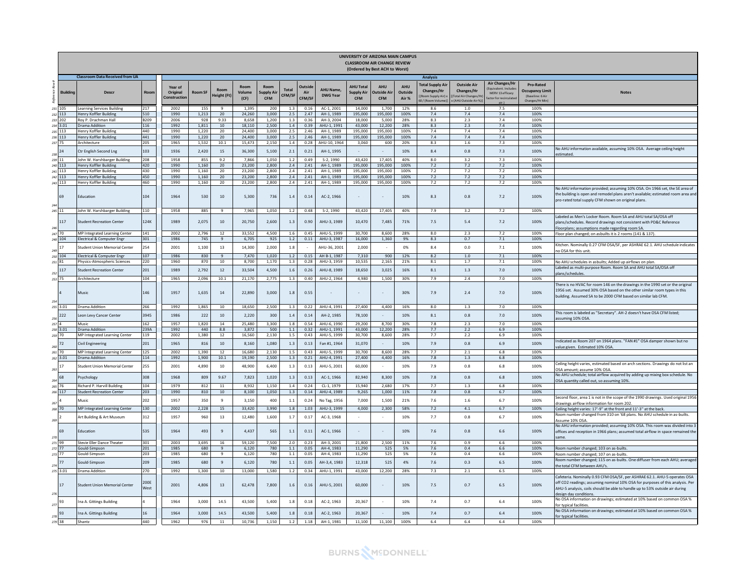# UNIVERSITY OF ARIZONA MAIN CAMPUS
## CLASSROOM AIR CHANGE REVIEW
### (Ordered by Best ACH to Worst)

| Reference Row # | Classroom Data Received from UA | | | Analysis | | | | | | | | | | | | | | | | |
|---|---|---|---|---|---|---|---|---|---|---|---|---|---|---|---|---|---|---|---|---|
| | Building | Descr | Room | Year of Original Construction | Room SF | Room Height (Ft) | Room Volume (CF) | Room Supply Air CFM | Total CFM/SF | Outside Air CFM/SF | AHU Name, DWG Year | AHU Total Supply Air CFM | AHU Outside Air CFM | AHU Outside Air % | Total Supply Air Changes/Hr [(Room Supply Air) x 60 / (Room Volume)] | Outside Air Changes/Hr [(Total Air Changes/Hr) x (AHU Outside Air %)] | Air Changes/Hr (Equivalent. Includes MERV 13 efficacy factor for recirculated air.) | Pro-Rated Occupancy Limit (Baseline: 6 Air Changes/Hr Min) | Notes |
| 231 | 105 | Learning Services Building | 217 | 2002 | 155 | 9 | 1,395 | 200 | 1.3 | 0.16 | AC-1, 2001 | 14,000 | 1,700 | 12% | 8.6 | 1.0 | 7.5 | 100% | |
| 232 | 113 | Henry Koffler Building | 510 | 1990 | 1,213 | 20 | 24,260 | 3,000 | 2.5 | 2.47 | AH-1, 1989 | 195,000 | 195,000 | 100% | 7.4 | 7.4 | 7.4 | 100% | |
| 233 | 202 | Roy P. Drachman Hall | B209 | 2006 | 928 | 9.33 | 8,658 | 1,200 | 1.3 | 0.36 | AH-3, 2004 | 18,000 | 5,000 | 28% | 8.3 | 2.3 | 7.4 | 100% | |
| 234 | 3.01 | Drama Addition | 116 | 1992 | 1,811 | 10 | 18,110 | 2,500 | 1.4 | 0.39 | AHU-1, 1991 | 43,000 | 12,200 | 28% | 8.3 | 2.3 | 7.4 | 100% | |
| 235 | 113 | Henry Koffler Building | 440 | 1990 | 1,220 | 20 | 24,400 | 3,000 | 2.5 | 2.46 | AH-1, 1989 | 195,000 | 195,000 | 100% | 7.4 | 7.4 | 7.4 | 100% | |
| 236 | 113 | Henry Koffler Building | 441 | 1990 | 1,220 | 20 | 24,400 | 3,000 | 2.5 | 2.46 | AH-1, 1989 | 195,000 | 195,000 | 100% | 7.4 | 7.4 | 7.4 | 100% | |
| 237 | 75 | Architecture | 205 | 1965 | 1,532 | 10.1 | 15,473 | 2,150 | 1.4 | 0.28 | AHU-10, 1964 | 3,060 | 600 | 20% | 8.3 | 1.6 | 7.3 | 100% | |
| 238 | 24 | Ctr English Second Lng | 103 | 1936 | 2,420 | 15 | 36,300 | 5,100 | 2.1 | 0.21 | AH-1, 1995 | - | - | 10% | 8.4 | 0.8 | 7.3 | 100% | No AHU information available, assuming 10% OSA. Average ceiling height estimated. |
| 239 | 11 | John W. Harshbarger Building | 208 | 1958 | 855 | 9.2 | 7,866 | 1,050 | 1.2 | 0.49 | S-2, 1990 | 43,420 | 17,405 | 40% | 8.0 | 3.2 | 7.3 | 100% | |
| 240 | 113 | Henry Koffler Building | 420 | 1990 | 1,160 | 20 | 23,200 | 2,800 | 2.4 | 2.41 | AH-1, 1989 | 195,000 | 195,000 | 100% | 7.2 | 7.2 | 7.2 | 100% | |
| 241 | 113 | Henry Koffler Building | 430 | 1990 | 1,160 | 20 | 23,200 | 2,800 | 2.4 | 2.41 | AH-1, 1989 | 195,000 | 195,000 | 100% | 7.2 | 7.2 | 7.2 | 100% | |
| 242 | 113 | Henry Koffler Building | 450 | 1990 | 1,160 | 20 | 23,200 | 2,800 | 2.4 | 2.41 | AH-1, 1989 | 195,000 | 195,000 | 100% | 7.2 | 7.2 | 7.2 | 100% | |
| 243 | 113 | Henry Koffler Building | 460 | 1990 | 1,160 | 20 | 23,200 | 2,800 | 2.4 | 2.41 | AH-1, 1989 | 195,000 | 195,000 | 100% | 7.2 | 7.2 | 7.2 | 100% | |
| 244 | 69 | Education | 104 | 1964 | 530 | 10 | 5,300 | 736 | 1.4 | 0.14 | AC-2, 1966 | - | - | 10% | 8.3 | 0.8 | 7.2 | 100% | No AHU information provided; assuming 10% OSA. On 1966 set, the SE area of the building is open and remodel plans aren't available; estimated room area and pro-rated total supply CFM shown on original plans. |
| 245 | 11 | John W. Harshbarger Building | 110 | 1958 | 885 | 9 | 7,965 | 1,050 | 1.2 | 0.48 | S-2, 1990 | 43,420 | 17,405 | 40% | 7.9 | 3.2 | 7.2 | 100% | |
| 246 | 117 | Student Recreation Center | 124K | 1989 | 2,075 | 10 | 20,750 | 2,600 | 1.3 | 0.90 | AHU-3, 1989 | 10,470 | 7,485 | 71% | 7.5 | 5.4 | 7.2 | 100% | Labeled as Men's Locker Room. Room SA and AHU total SA/OSA off plans/schedules. Record drawings not consistent with PD&C Reference Floorplans; assumptions made regarding room SA. |
| 247 | 70 | MP Integrated Learning Center | 141 | 2002 | 2,796 | 12 | 33,552 | 4,500 | 1.6 | 0.45 | AHU-5, 1999 | 30,700 | 8,600 | 28% | 8.0 | 2.3 | 7.2 | 100% | Floor plan changed; on asbuilts it is 2 rooms (141 & 137). |
| 248 | 104 | Electrical & Computer Engr | 301 | 1986 | 745 | 9 | 6,705 | 925 | 1.2 | 0.11 | AHU-3, 1987 | 16,000 | 1,360 | 9% | 8.3 | 0.7 | 7.1 | 100% | |
| 249 | 17 | Student Union Memorial Center | 254 | 2001 | 1,100 | 13 | 14,300 | 2,000 | 1.8 | - | AHU-36, 2001 | 2,000 | - | 0% | 8.4 | 0.0 | 7.1 | 100% | Kitchen. Nominally 0.27 CFM OSA/SF, per ASHRAE 62.1. AHU schedule indicates no OSA for this unit. |
| 250 | 104 | Electrical & Computer Engr | 107 | 1986 | 830 | 9 | 7,470 | 1,020 | 1.2 | 0.15 | AH B-1, 1987 | 7,310 | 900 | 12% | 8.2 | 1.0 | 7.1 | 100% | |
| 251 | 81 | Physics-Atmospheric Sciences | 220 | 1960 | 870 | 10 | 8,700 | 1,170 | 1.3 | 0.28 | AHU-3, 1959 | 10,535 | 2,165 | 21% | 8.1 | 1.7 | 7.1 | 100% | No AHU schedules in asbuilts; Added up airflows on plan. |
| 252 | 117 | Student Recreation Center | 201 | 1989 | 2,792 | 12 | 33,504 | 4,500 | 1.6 | 0.26 | AHU-8, 1989 | 18,650 | 3,025 | 16% | 8.1 | 1.3 | 7.0 | 100% | Labeled as multi-purpose Room. Room SA and AHU total SA/OSA off plans/schedules. |
| 253 | 75 | Architecture | 104 | 1965 | 2,096 | 10.1 | 21,170 | 2,775 | 1.3 | 0.40 | AHU-2, 1964 | 4,980 | 1,500 | 30% | 7.9 | 2.4 | 7.0 | 100% | |
| 254 | 4 | Music | 146 | 1957 | 1,635 | 14 | 22,890 | 3,000 | 1.8 | 0.55 | - | - | - | 30% | 7.9 | 2.4 | 7.0 | 100% | There is no HVAC for room 146 on the drawings in the 1990 set or the original 1956 set. Assumed 30% OSA based on the other similar room types in this building. Assumed SA to be 2000 CFM based on similar lab CFM. |
| 255 | 3.01 | Drama Addition | 266 | 1992 | 1,865 | 10 | 18,650 | 2,500 | 1.3 | 0.22 | AHU-4, 1991 | 27,400 | 4,400 | 16% | 8.0 | 1.3 | 7.0 | 100% | |
| 256 | 222 | Leon Levy Cancer Center | 3945 | 1986 | 222 | 10 | 2,220 | 300 | 1.4 | 0.14 | AH-2, 1985 | 78,100 | - | 10% | 8.1 | 0.8 | 7.0 | 100% | This room is labeled as "Secretary". AH-2 doesn't have OSA CFM listed; assuming 10% OSA. |
| 257 | 4 | Music | 162 | 1957 | 1,820 | 14 | 25,480 | 3,300 | 1.8 | 0.54 | AHU-6, 1990 | 29,200 | 8,700 | 30% | 7.8 | 2.3 | 7.0 | 100% | |
| 258 | 3.01 | Drama Addition | 239A | 1992 | 440 | 8.8 | 3,872 | 500 | 1.1 | 0.32 | AHU-1, 1991 | 43,000 | 12,200 | 28% | 7.7 | 2.2 | 6.9 | 100% | |
| 259 | 70 | MP Integrated Learning Center | 119 | 2002 | 1,380 | 12 | 16,560 | 2,130 | 1.5 | 0.43 | AHU-5, 1999 | 30,700 | 8,600 | 28% | 7.7 | 2.2 | 6.9 | 100% | |
| 260 | 72 | Civil Engineering | 201 | 1965 | 816 | 10 | 8,160 | 1,080 | 1.3 | 0.13 | Fan #1, 1964 | 31,070 | - | 10% | 7.9 | 0.8 | 6.9 | 100% | Indicated as Room 207 on 1964 plans. "FAN #1" OSA damper shown but no value given. Estimated 10% OSA. |
| 261 | 70 | MP Integrated Learning Center | 125 | 2002 | 1,390 | 12 | 16,680 | 2,130 | 1.5 | 0.43 | AHU-5, 1999 | 30,700 | 8,600 | 28% | 7.7 | 2.1 | 6.8 | 100% | |
| 262 | 3.01 | Drama Addition | 114 | 1992 | 1,900 | 10.1 | 19,190 | 2,500 | 1.3 | 0.21 | AHU-4, 1991 | 27,400 | 4,400 | 16% | 7.8 | 1.3 | 6.8 | 100% | |
| 263 | 17 | Student Union Memorial Center | 255 | 2001 | 4,890 | 10 | 48,900 | 6,400 | 1.3 | 0.13 | AHU-5, 2001 | 60,000 | - | 10% | 7.9 | 0.8 | 6.8 | 100% | Ceiling height varies, estimated based on arch sections. Drawings do not list an OSA amount; assume 10% OSA. |
| 264 | 68 | Psychology | 308 | 1968 | 809 | 9.67 | 7,823 | 1,020 | 1.3 | 0.13 | AC-1, 1966 | 82,940 | 8,300 | 10% | 7.8 | 0.8 | 6.8 | 100% | No AHU schedule; total airflow acquired by adding up mixing box schedule. No OSA quantity called out, so assuming 10%. |
| 265 | 76 | Richard P. Harvill Building | 104 | 1979 | 812 | 11 | 8,932 | 1,150 | 1.4 | 0.24 | CL-1, 1979 | 15,940 | 2,680 | 17% | 7.7 | 1.3 | 6.8 | 100% | |
| 266 | 117 | Student Recreation Center | 203 | 1990 | 810 | 10 | 8,100 | 1,050 | 1.3 | 0.14 | AHU-4, 1989 | 9,265 | 1,000 | 11% | 7.8 | 0.8 | 6.7 | 100% | |
| 267 | 4 | Music | 202 | 1957 | 350 | 9 | 3,150 | 400 | 1.1 | 0.24 | No Tag, 1956 | 7,000 | 1,500 | 21% | 7.6 | 1.6 | 6.7 | 100% | Second floor, area 1 is not in the scope of the 1990 drawings. Used original 1956 drawings airflow information for room 202. |
| 268 | 70 | MP Integrated Learning Center | 130 | 2002 | 2,228 | 15 | 33,420 | 3,990 | 1.8 | 1.03 | AHU-3, 1999 | 4,000 | 2,300 | 58% | 7.2 | 4.1 | 6.7 | 100% | Ceiling height varies: 17'-9" at the front and 11'-3" at the back. |
| 269 | 2 | Art Building & Art Museum | 312 | 1957 | 960 | 13 | 12,480 | 1,600 | 1.7 | 0.17 | AC-3, 1968 | - | - | 10% | 7.7 | 0.8 | 6.7 | 100% | Room number changed from 310 on '68 plans. No AHU schedule in as-builts. Assume 10% OSA. |
| 270 | 69 | Education | 535 | 1964 | 493 | 9 | 4,437 | 565 | 1.1 | 0.11 | AC-1, 1966 | - | - | 10% | 7.6 | 0.8 | 6.6 | 100% | No AHU information provided; assuming 10% OSA. This room was divided into 3 offices and reception in 1966 plans; assumed total airflow in space remained the same. |
| 271 | 99 | Stevie Eller Dance Theater | 301 | 2003 | 3,695 | 16 | 59,120 | 7,500 | 2.0 | 0.23 | AH-3, 2001 | 21,800 | 2,500 | 11% | 7.6 | 0.9 | 6.6 | 100% | |
| 272 | 77 | Gould-Simpson | 201 | 1985 | 680 | 9 | 6,120 | 780 | 1.1 | 0.05 | AH-4, 1983 | 11,290 | 525 | 5% | 7.6 | 0.4 | 6.6 | 100% | Room number changed; 103 on as-builts. |
| 273 | 77 | Gould-Simpson | 203 | 1985 | 680 | 9 | 6,120 | 780 | 1.1 | 0.05 | AH-4, 1983 | 11,290 | 525 | 5% | 7.6 | 0.4 | 6.6 | 100% | Room number changed; 107 on as-builts. |
| 274 | 77 | Gould-Simpson | 209 | 1985 | 680 | 9 | 6,120 | 780 | 1.1 | 0.05 | AH-3,4, 1983 | 12,318 | 525 | 4% | 7.6 | 0.3 | 6.5 | 100% | Room number changed; 115 on as-builts. One diffuser from each AHU; averaged the total CFM between AHU's. |
| 275 | 3.01 | Drama Addition | 270 | 1992 | 1,300 | 10 | 13,000 | 1,580 | 1.2 | 0.34 | AHU-1, 1991 | 43,000 | 12,200 | 28% | 7.3 | 2.1 | 6.5 | 100% | |
| 276 | 17 | Student Union Memorial Center | 200E West | 2001 | 4,806 | 13 | 62,478 | 7,800 | 1.6 | 0.16 | AHU-5, 2001 | 60,000 | - | 10% | 7.5 | 0.7 | 6.5 | 100% | Cafeteria. Nominally 0.93 CFM OSA/SF, per ASHRAE 62.1. AHU-5 operates OSA off CO2 readings; assuming nominal 10% OSA for purposes of this analysis. Per AHU-5 analysis, coils should be able to handle up to 53% outside air during design day conditions. |
| 277 | 93 | Ina A. Gittings Building | 4 | 1964 | 3,000 | 14.5 | 43,500 | 5,400 | 1.8 | 0.18 | AC-2, 1963 | 20,367 | - | 10% | 7.4 | 0.7 | 6.4 | 100% | No OSA information on drawings; estimated at 10% based on common OSA % for typical facilities. |
| 278 | 93 | Ina A. Gittings Building | 16 | 1964 | 3,000 | 14.5 | 43,500 | 5,400 | 1.8 | 0.18 | AC-2, 1963 | 20,367 | - | 10% | 7.4 | 0.7 | 6.4 | 100% | No OSA information on drawings; estimated at 10% based on common OSA % for typical facilities. |
| 279 | 38 | Shantz | 440 | 1962 | 976 | 11 | 10,736 | 1,150 | 1.2 | 1.18 | AH-1, 1981 | 11,100 | 11,100 | 100% | 6.4 | 6.4 | 6.4 | 100% | |

BURNS McDONNELL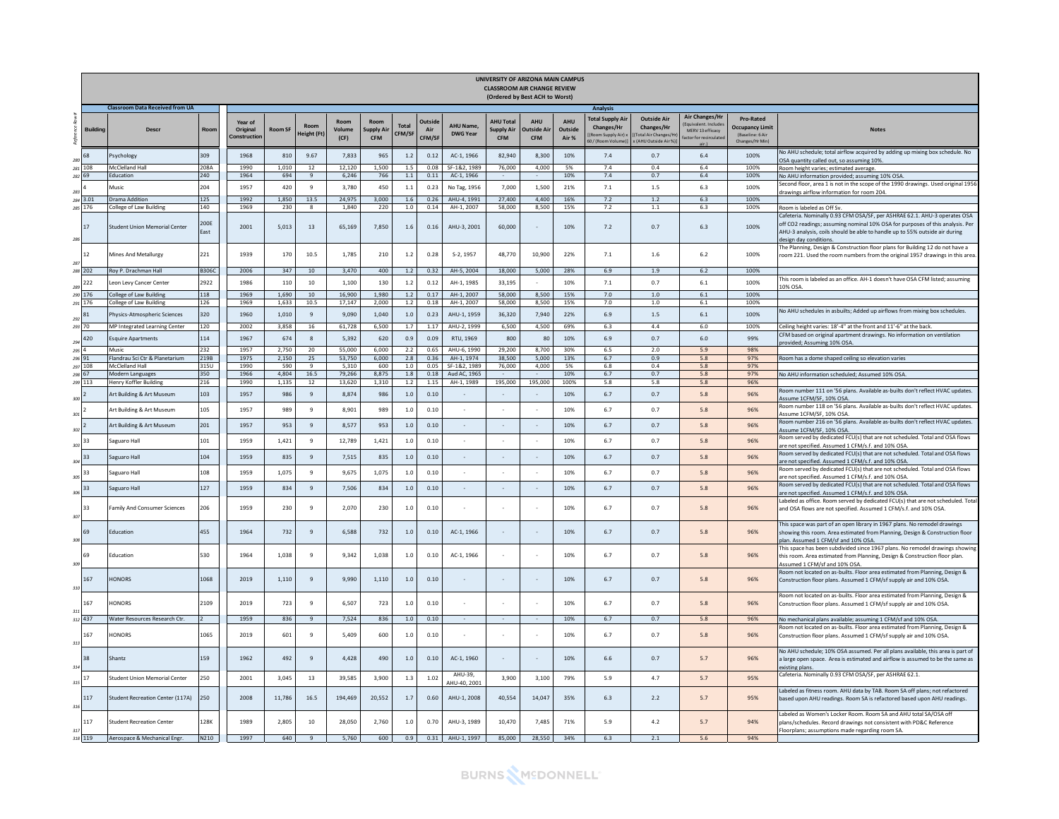# UNIVERSITY OF ARIZONA MAIN CAMPUS
## CLASSROOM AIR CHANGE REVIEW
### (Ordered by Best ACH to Worst)

| Reference Row # | Building | Descr | Room | Year of Original Construction | Room SF | Room Height (Ft) | Room Volume (CF) | Room Supply Air CFM | Total CFM/SF | Outside Air CFM/SF | AHU Name, DWG Year | AHU Total Supply Air CFM | AHU Outside Air CFM | AHU Outside Air % | Total Supply Air Changes/Hr [(Room Supply Air) x 60 / (Room Volume)] | Outside Air Changes/Hr [(Total Air Changes/Hr) x (AHU Outside Air %)] | Air Changes/Hr (Equivalent. Includes MERV 13 efficacy factor for recirculated air.) | Pro-Rated Occupancy Limit (Baseline: 6 Air Changes/Hr Min) | Notes |
|---|---|---|---|---|---|---|---|---|---|---|---|---|---|---|---|---|---|---|---|
| | **Classroom Data Received from UA** | | | **Analysis** | | | | | | | | | | | | | | | |
| 280 | 68 | Psychology | 309 | 1968 | 810 | 9.67 | 7,833 | 965 | 1.2 | 0.12 | AC-1, 1966 | 82,940 | 8,300 | 10% | 7.4 | 0.7 | 6.4 | 100% | No AHU schedule; total airflow acquired by adding up mixing box schedule. No OSA quantity called out, so assuming 10%. |
| 281 | 108 | McClelland Hall | 208A | 1990 | 1,010 | 12 | 12,120 | 1,500 | 1.5 | 0.08 | SF-1&2, 1989 | 76,000 | 4,000 | 5% | 7.4 | 0.4 | 6.4 | 100% | Room height varies; estimated average. |
| 282 | 69 | Education | 240 | 1964 | 694 | 9 | 6,246 | 766 | 1.1 | 0.11 | AC-1, 1966 | - | - | 10% | 7.4 | 0.7 | 6.4 | 100% | No AHU information provided; assuming 10% OSA. |
| 283 | 4 | Music | 204 | 1957 | 420 | 9 | 3,780 | 450 | 1.1 | 0.23 | No Tag, 1956 | 7,000 | 1,500 | 21% | 7.1 | 1.5 | 6.3 | 100% | Second floor, area 1 is not in the scope of the 1990 drawings. Used original 1956 drawings airflow information for room 204. |
| 284 | 3.01 | Drama Addition | 125 | 1992 | 1,850 | 13.5 | 24,975 | 3,000 | 1.6 | 0.26 | AHU-4, 1991 | 27,400 | 4,400 | 16% | 7.2 | 1.2 | 6.3 | 100% | |
| 285 | 176 | College of Law Building | 140 | 1969 | 230 | 8 | 1,840 | 220 | 1.0 | 0.14 | AH-1, 2007 | 58,000 | 8,500 | 15% | 7.2 | 1.1 | 6.3 | 100% | Room is labeled as Off Sv. |
| 286 | 17 | Student Union Memorial Center | 200E East | 2001 | 5,013 | 13 | 65,169 | 7,850 | 1.6 | 0.16 | AHU-3, 2001 | 60,000 | - | 10% | 7.2 | 0.7 | 6.3 | 100% | Cafeteria. Nominally 0.93 CFM OSA/SF, per ASHRAE 62.1. AHU-3 operates OSA off CO2 readings; assuming nominal 10% OSA for purposes of this analysis. Per AHU-3 analysis, coils should be able to handle up to 55% outside air during design day conditions. |
| 287 | 12 | Mines And Metallurgy | 221 | 1939 | 170 | 10.5 | 1,785 | 210 | 1.2 | 0.28 | S-2, 1957 | 48,770 | 10,900 | 22% | 7.1 | 1.6 | 6.2 | 100% | The Planning, Design & Construction floor plans for Building 12 do not have a room 221. Used the room numbers from the original 1957 drawings in this area. |
| 288 | 202 | Roy P. Drachman Hall | B306C | 2006 | 347 | 10 | 3,470 | 400 | 1.2 | 0.32 | AH-5, 2004 | 18,000 | 5,000 | 28% | 6.9 | 1.9 | 6.2 | 100% | |
| 289 | 222 | Leon Levy Cancer Center | 2922 | 1986 | 110 | 10 | 1,100 | 130 | 1.2 | 0.12 | AH-1, 1985 | 33,195 | - | 10% | 7.1 | 0.7 | 6.1 | 100% | This room is labeled as an office. AH-1 doesn't have OSA CFM listed; assuming 10% OSA. |
| 290 | 176 | College of Law Building | 118 | 1969 | 1,690 | 10 | 16,900 | 1,980 | 1.2 | 0.17 | AH-1, 2007 | 58,000 | 8,500 | 15% | 7.0 | 1.0 | 6.1 | 100% | |
| 291 | 176 | College of Law Building | 126 | 1969 | 1,633 | 10.5 | 17,147 | 2,000 | 1.2 | 0.18 | AH-1, 2007 | 58,000 | 8,500 | 15% | 7.0 | 1.0 | 6.1 | 100% | |
| 292 | 81 | Physics-Atmospheric Sciences | 320 | 1960 | 1,010 | 9 | 9,090 | 1,040 | 1.0 | 0.23 | AHU-1, 1959 | 36,320 | 7,940 | 22% | 6.9 | 1.5 | 6.1 | 100% | No AHU schedules in asbuilts; Added up airflows from mixing box schedules. |
| 293 | 70 | MP Integrated Learning Center | 120 | 2002 | 3,858 | 16 | 61,728 | 6,500 | 1.7 | 1.17 | AHU-2, 1999 | 6,500 | 4,500 | 69% | 6.3 | 4.4 | 6.0 | 100% | Ceiling height varies: 18'-4" at the front and 11'-6" at the back. |
| 294 | 420 | Esquire Apartments | 114 | 1967 | 674 | 8 | 5,392 | 620 | 0.9 | 0.09 | RTU, 1969 | 800 | 80 | 10% | 6.9 | 0.7 | 6.0 | 99% | CFM based on original apartment drawings. No information on ventilation provided; Assuming 10% OSA. |
| 295 | 4 | Music | 232 | 1957 | 2,750 | 20 | 55,000 | 6,000 | 2.2 | 0.65 | AHU-6, 1990 | 29,200 | 8,700 | 30% | 6.5 | 2.0 | 5.9 | 98% | |
| 296 | 91 | Flandrau Sci Ctr & Planetarium | 219B | 1975 | 2,150 | 25 | 53,750 | 6,000 | 2.8 | 0.36 | AH-1, 1974 | 38,500 | 5,000 | 13% | 6.7 | 0.9 | 5.8 | 97% | Room has a dome shaped ceiling so elevation varies |
| 297 | 108 | McClelland Hall | 315U | 1990 | 590 | 9 | 5,310 | 600 | 1.0 | 0.05 | SF-1&2, 1989 | 76,000 | 4,000 | 5% | 6.8 | 0.4 | 5.8 | 97% | |
| 298 | 67 | Modern Languages | 350 | 1966 | 4,804 | 16.5 | 79,266 | 8,875 | 1.8 | 0.18 | Aud AC, 1965 | - | - | 10% | 6.7 | 0.7 | 5.8 | 97% | No AHU information scheduled; Assumed 10% OSA. |
| 299 | 113 | Henry Koffler Building | 216 | 1990 | 1,135 | 12 | 13,620 | 1,310 | 1.2 | 1.15 | AH-1, 1989 | 195,000 | 195,000 | 100% | 5.8 | 5.8 | 5.8 | 96% | |
| 300 | 2 | Art Building & Art Museum | 103 | 1957 | 986 | 9 | 8,874 | 986 | 1.0 | 0.10 | - | - | - | 10% | 6.7 | 0.7 | 5.8 | 96% | Room number 111 on '56 plans. Available as-builts don't reflect HVAC updates. Assume 1CFM/SF, 10% OSA. |
| 301 | 2 | Art Building & Art Museum | 105 | 1957 | 989 | 9 | 8,901 | 989 | 1.0 | 0.10 | - | - | - | 10% | 6.7 | 0.7 | 5.8 | 96% | Room number 118 on '56 plans. Available as-builts don't reflect HVAC updates. Assume 1CFM/SF, 10% OSA. |
| 302 | 2 | Art Building & Art Museum | 201 | 1957 | 953 | 9 | 8,577 | 953 | 1.0 | 0.10 | - | - | - | 10% | 6.7 | 0.7 | 5.8 | 96% | Room number 216 on '56 plans. Available as-builts don't reflect HVAC updates. Assume 1CFM/SF, 10% OSA. |
| 303 | 33 | Saguaro Hall | 101 | 1959 | 1,421 | 9 | 12,789 | 1,421 | 1.0 | 0.10 | - | - | - | 10% | 6.7 | 0.7 | 5.8 | 96% | Room served by dedicated FCU(s) that are not scheduled. Total and OSA flows are not specified. Assumed 1 CFM/s.f. and 10% OSA. |
| 304 | 33 | Saguaro Hall | 104 | 1959 | 835 | 9 | 7,515 | 835 | 1.0 | 0.10 | - | - | - | 10% | 6.7 | 0.7 | 5.8 | 96% | Room served by dedicated FCU(s) that are not scheduled. Total and OSA flows are not specified. Assumed 1 CFM/s.f. and 10% OSA. |
| 305 | 33 | Saguaro Hall | 108 | 1959 | 1,075 | 9 | 9,675 | 1,075 | 1.0 | 0.10 | - | - | - | 10% | 6.7 | 0.7 | 5.8 | 96% | Room served by dedicated FCU(s) that are not scheduled. Total and OSA flows are not specified. Assumed 1 CFM/s.f. and 10% OSA. |
| 306 | 33 | Saguaro Hall | 127 | 1959 | 834 | 9 | 7,506 | 834 | 1.0 | 0.10 | - | - | - | 10% | 6.7 | 0.7 | 5.8 | 96% | Room served by dedicated FCU(s) that are not scheduled. Total and OSA flows are not specified. Assumed 1 CFM/s.f. and 10% OSA. |
| 307 | 33 | Family And Consumer Sciences | 206 | 1959 | 230 | 9 | 2,070 | 230 | 1.0 | 0.10 | - | - | - | 10% | 6.7 | 0.7 | 5.8 | 96% | Labeled as office. Room served by dedicated FCU(s) that are not scheduled. Total and OSA flows are not specified. Assumed 1 CFM/s.f. and 10% OSA. |
| 308 | 69 | Education | 455 | 1964 | 732 | 9 | 6,588 | 732 | 1.0 | 0.10 | AC-1, 1966 | - | - | 10% | 6.7 | 0.7 | 5.8 | 96% | This space was part of an open library in 1967 plans. No remodel drawings showing this room. Area estimated from Planning, Design & Construction floor plan. Assumed 1 CFM/sf and 10% OSA. |
| 309 | 69 | Education | 530 | 1964 | 1,038 | 9 | 9,342 | 1,038 | 1.0 | 0.10 | AC-1, 1966 | - | - | 10% | 6.7 | 0.7 | 5.8 | 96% | This space has been subdivided since 1967 plans. No remodel drawings showing this room. Area estimated from Planning, Design & Construction floor plan. Assumed 1 CFM/sf and 10% OSA. |
| 310 | 167 | HONORS | 1068 | 2019 | 1,110 | 9 | 9,990 | 1,110 | 1.0 | 0.10 | - | - | - | 10% | 6.7 | 0.7 | 5.8 | 96% | Room not located on as-builts. Floor area estimated from Planning, Design & Construction floor plans. Assumed 1 CFM/sf supply air and 10% OSA. |
| 311 | 167 | HONORS | 2109 | 2019 | 723 | 9 | 6,507 | 723 | 1.0 | 0.10 | - | - | - | 10% | 6.7 | 0.7 | 5.8 | 96% | Room not located on as-builts. Floor area estimated from Planning, Design & Construction floor plans. Assumed 1 CFM/sf supply air and 10% OSA. |
| 312 | 437 | Water Resources Research Ctr. | 2 | 1959 | 836 | 9 | 7,524 | 836 | 1.0 | 0.10 | - | - | - | 10% | 6.7 | 0.7 | 5.8 | 96% | No mechanical plans available; assuming 1 CFM/sf and 10% OSA. |
| 313 | 167 | HONORS | 1065 | 2019 | 601 | 9 | 5,409 | 600 | 1.0 | 0.10 | - | - | - | 10% | 6.7 | 0.7 | 5.8 | 96% | Room not located on as-builts. Floor area estimated from Planning, Design & Construction floor plans. Assumed 1 CFM/sf supply air and 10% OSA. |
| 314 | 38 | Shantz | 159 | 1962 | 492 | 9 | 4,428 | 490 | 1.0 | 0.10 | AC-1, 1960 | - | - | 10% | 6.6 | 0.7 | 5.7 | 96% | No AHU schedule; 10% OSA assumed. Per all plans available, this area is part of a large open space. Area is estimated and airflow is assumed to be the same as existing plans. |
| 315 | 17 | Student Union Memorial Center | 250 | 2001 | 3,045 | 13 | 39,585 | 3,900 | 1.3 | 1.02 | AHU-39, AHU-40, 2001 | 3,900 | 3,100 | 79% | 5.9 | 4.7 | 5.7 | 95% | Cafeteria. Nominally 0.93 CFM OSA/SF, per ASHRAE 62.1. |
| 316 | 117 | Student Recreation Center (117A) | 250 | 2008 | 11,786 | 16.5 | 194,469 | 20,552 | 1.7 | 0.60 | AHU-1, 2008 | 40,554 | 14,047 | 35% | 6.3 | 2.2 | 5.7 | 95% | Labeled as fitness room. AHU data by TAB. Room SA off plans; not refactored based upon AHU readings. Room SA is refactored based upon AHU readings. |
| 317 | 117 | Student Recreation Center | 128K | 1989 | 2,805 | 10 | 28,050 | 2,760 | 1.0 | 0.70 | AHU-3, 1989 | 10,470 | 7,485 | 71% | 5.9 | 4.2 | 5.7 | 94% | Labeled as Women's Locker Room. Room SA and AHU total SA/OSA off plans/schedules. Record drawings not consistent with PD&C Reference Floorplans; assumptions made regarding room SA. |
| 318 | 119 | Aerospace & Mechanical Engr. | N210 | 1997 | 640 | 9 | 5,760 | 600 | 0.9 | 0.31 | AHU-1, 1997 | 85,000 | 28,550 | 34% | 6.3 | 2.1 | 5.6 | 94% | |

BURNS McDONNELL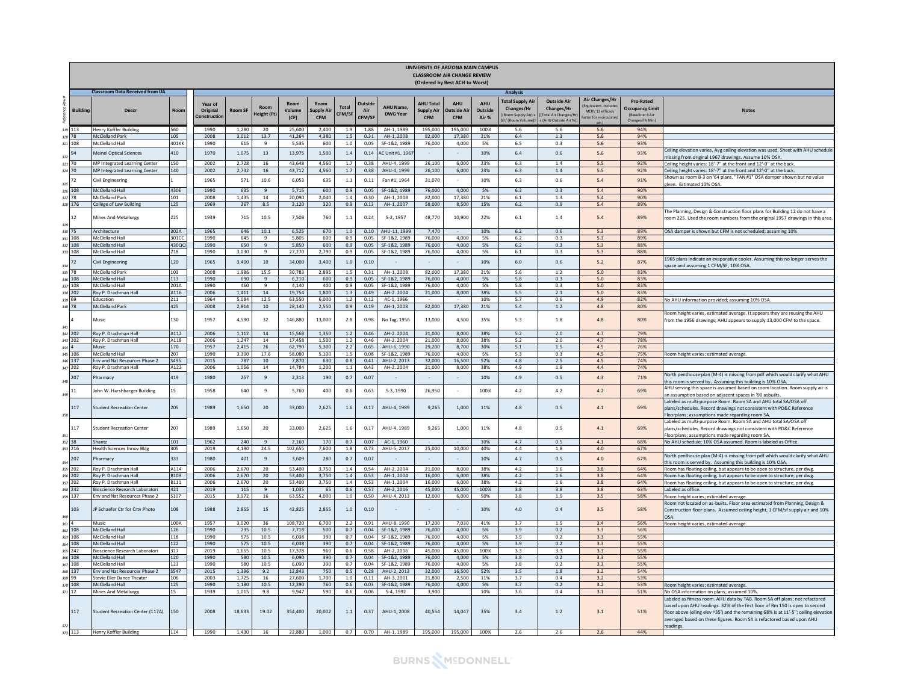# UNIVERSITY OF ARIZONA MAIN CAMPUS
## CLASSROOM AIR CHANGE REVIEW
### (Ordered by Best ACH to Worst)

| Reference Row # | Building | Descr | Room | Year of Original Construction | Room SF | Room Height (Ft) | Room Volume (CF) | Room Supply Air CFM | Total CFM/SF | Outside Air CFM/SF | AHU Name, DWG Year | AHU Total Supply Air CFM | AHU Outside Air CFM | AHU Outside Air % | Total Supply Air Changes/Hr [(Room Supply Air) x 60 / (Room Volume)] | Outside Air Changes/Hr [(Total Air Changes/Hr) x (AHU Outside Air %)] | Air Changes/Hr (Equivalent. Includes MERV 13 efficacy factor for recirculated air.) | Pro-Rated Occupancy Limit (Baseline: 6 Air Changes/Hr Min) | Notes |
|---|---|---|---|---|---|---|---|---|---|---|---|---|---|---|---|---|---|---|---|
| | **Classroom Data Received from UA** | | | **Analysis** | | | | | | | | | | | | | | | |
| 319 | 113 | Henry Koffler Building | 560 | 1990 | 1,280 | 20 | 25,600 | 2,400 | 1.9 | 1.88 | AH-1, 1989 | 195,000 | 195,000 | 100% | 5.6 | 5.6 | 5.6 | 94% | |
| 320 | 78 | McClelland Park | 105 | 2008 | 3,012 | 13.7 | 41,264 | 4,380 | 1.5 | 0.31 | AH-1, 2008 | 82,000 | 17,380 | 21% | 6.4 | 1.3 | 5.6 | 94% | |
| 321 | 108 | McClelland Hall | 401KK | 1990 | 615 | 9 | 5,535 | 600 | 1.0 | 0.05 | SF-1&2, 1989 | 76,000 | 4,000 | 5% | 6.5 | 0.3 | 5.6 | 93% | |
| 322 | 94 | Meinel Optical Sciences | 410 | 1970 | 1,075 | 13 | 13,975 | 1,500 | 1.4 | 0.14 | AC Unit #1, 1967 | - | - | 10% | 6.4 | 0.6 | 5.6 | 93% | Ceiling elevation varies. Avg ceiling elevation was used. Sheet with AHU schedule missing from original 1967 drawings. Assume 10% OSA. |
| 323 | 70 | MP Integrated Learning Center | 150 | 2002 | 2,728 | 16 | 43,648 | 4,560 | 1.7 | 0.38 | AHU-4, 1999 | 26,100 | 6,000 | 23% | 6.3 | 1.4 | 5.5 | 92% | Ceiling height varies: 18'-7" at the front and 12'-0" at the back. |
| 324 | 70 | MP Integrated Learning Center | 140 | 2002 | 2,732 | 16 | 43,712 | 4,560 | 1.7 | 0.38 | AHU-4, 1999 | 26,100 | 6,000 | 23% | 6.3 | 1.4 | 5.5 | 92% | Ceiling height varies: 18'-7" at the front and 12'-0" at the back. |
| 325 | 72 | Civil Engineering | 1 | 1965 | 571 | 10.6 | 6,053 | 635 | 1.1 | 0.11 | Fan #1, 1964 | 31,070 | - | 10% | 6.3 | 0.6 | 5.4 | 91% | Shown as room B-3 on '64 plans. "FAN #1" OSA damper shown but no value given. Estimated 10% OSA. |
| 326 | 108 | McClelland Hall | 430E | 1990 | 635 | 9 | 5,715 | 600 | 0.9 | 0.05 | SF-1&2, 1989 | 76,000 | 4,000 | 5% | 6.3 | 0.3 | 5.4 | 90% | |
| 327 | 78 | McClelland Park | 101 | 2008 | 1,435 | 14 | 20,090 | 2,040 | 1.4 | 0.30 | AH-1, 2008 | 82,000 | 17,380 | 21% | 6.1 | 1.3 | 5.4 | 90% | |
| 328 | 176 | College of Law Building | 125 | 1969 | 367 | 8.5 | 3,120 | 320 | 0.9 | 0.13 | AH-1, 2007 | 58,000 | 8,500 | 15% | 6.2 | 0.9 | 5.4 | 89% | |
| 329 | 12 | Mines And Metallurgy | 225 | 1939 | 715 | 10.5 | 7,508 | 760 | 1.1 | 0.24 | S-2, 1957 | 48,770 | 10,900 | 22% | 6.1 | 1.4 | 5.4 | 89% | The Planning, Design & Construction floor plans for Building 12 do not have a room 225. Used the room numbers from the original 1957 drawings in this area. |
| 330 | 75 | Architecture | 302A | 1965 | 646 | 10.1 | 6,525 | 670 | 1.0 | 0.10 | AHU-11, 1999 | 7,470 | - | 10% | 6.2 | 0.6 | 5.3 | 89% | OSA damper is shown but CFM is not scheduled; assuming 10%. |
| 331 | 108 | McClelland Hall | 301CC | 1990 | 645 | 9 | 5,805 | 600 | 0.9 | 0.05 | SF-1&2, 1989 | 76,000 | 4,000 | 5% | 6.2 | 0.3 | 5.3 | 89% | |
| 332 | 108 | McClelland Hall | 430QQ | 1990 | 650 | 9 | 5,850 | 600 | 0.9 | 0.05 | SF-1&2, 1989 | 76,000 | 4,000 | 5% | 6.2 | 0.3 | 5.3 | 88% | |
| 333 | 108 | McClelland Hall | 218 | 1990 | 3,030 | 9 | 27,270 | 2,790 | 0.9 | 0.05 | SF-1&2, 1989 | 76,000 | 4,000 | 5% | 6.1 | 0.3 | 5.3 | 88% | |
| 334 | 72 | Civil Engineering | 120 | 1965 | 3,400 | 10 | 34,000 | 3,400 | 1.0 | 0.10 | - | - | - | 10% | 6.0 | 0.6 | 5.2 | 87% | 1965 plans indicate an evaporative cooler. Assuming this no longer serves the space and assuming 1 CFM/SF, 10% OSA. |
| 335 | 78 | McClelland Park | 103 | 2008 | 1,986 | 15.5 | 30,783 | 2,895 | 1.5 | 0.31 | AH-1, 2008 | 82,000 | 17,380 | 21% | 5.6 | 1.2 | 5.0 | 83% | |
| 336 | 108 | McClelland Hall | 113 | 1990 | 690 | 9 | 6,210 | 600 | 0.9 | 0.05 | SF-1&2, 1989 | 76,000 | 4,000 | 5% | 5.8 | 0.3 | 5.0 | 83% | |
| 337 | 108 | McClelland Hall | 201A | 1990 | 460 | 9 | 4,140 | 400 | 0.9 | 0.05 | SF-1&2, 1989 | 76,000 | 4,000 | 5% | 5.8 | 0.3 | 5.0 | 83% | |
| 338 | 202 | Roy P. Drachman Hall | A116 | 2006 | 1,411 | 14 | 19,754 | 1,800 | 1.3 | 0.49 | AH-2. 2004 | 21,000 | 8,000 | 38% | 5.5 | 2.1 | 5.0 | 83% | |
| 339 | 69 | Education | 211 | 1964 | 5,084 | 12.5 | 63,550 | 6,000 | 1.2 | 0.12 | AC-1, 1966 | - | - | 10% | 5.7 | 0.6 | 4.9 | 82% | No AHU information provided; assuming 10% OSA. |
| 340 | 78 | McClelland Park | 425 | 2008 | 2,814 | 10 | 28,140 | 2,550 | 0.9 | 0.19 | AH-1, 2008 | 82,000 | 17,380 | 21% | 5.4 | 1.2 | 4.8 | 80% | |
| 341 | 4 | Music | 130 | 1957 | 4,590 | 32 | 146,880 | 13,000 | 2.8 | 0.98 | No Tag, 1956 | 13,000 | 4,500 | 35% | 5.3 | 1.8 | 4.8 | 80% | Room height varies, estimated average. It appears they are reusing the AHU from the 1956 drawings; AHU appears to supply 13,000 CFM to the space. |
| 342 | 202 | Roy P. Drachman Hall | A112 | 2006 | 1,112 | 14 | 15,568 | 1,350 | 1.2 | 0.46 | AH-2. 2004 | 21,000 | 8,000 | 38% | 5.2 | 2.0 | 4.7 | 79% | |
| 343 | 202 | Roy P. Drachman Hall | A118 | 2006 | 1,247 | 14 | 17,458 | 1,500 | 1.2 | 0.46 | AH-2. 2004 | 21,000 | 8,000 | 38% | 5.2 | 2.0 | 4.7 | 78% | |
| 344 | 4 | Music | 170 | 1957 | 2,415 | 26 | 62,790 | 5,300 | 2.2 | 0.65 | AHU-6, 1990 | 29,200 | 8,700 | 30% | 5.1 | 1.5 | 4.5 | 76% | |
| 345 | 108 | McClelland Hall | 207 | 1990 | 3,300 | 17.6 | 58,080 | 5,100 | 1.5 | 0.08 | SF-1&2, 1989 | 76,000 | 4,000 | 5% | 5.3 | 0.3 | 4.5 | 75% | Room height varies; estimated average. |
| 346 | 137 | Env and Nat Resources Phase 2 | S495 | 2015 | 787 | 10 | 7,870 | 630 | 0.8 | 0.41 | AHU-2, 2013 | 32,000 | 16,500 | 52% | 4.8 | 2.5 | 4.5 | 74% | |
| 347 | 202 | Roy P. Drachman Hall | A122 | 2006 | 1,056 | 14 | 14,784 | 1,200 | 1.1 | 0.43 | AH-2. 2004 | 21,000 | 8,000 | 38% | 4.9 | 1.9 | 4.4 | 74% | |
| 348 | 207 | Pharmacy | 419 | 1980 | 257 | 9 | 2,313 | 190 | 0.7 | 0.07 | - | - | - | 10% | 4.9 | 0.5 | 4.3 | 71% | North penthouse plan (M-4) is missing from pdf which would clarify what AHU this room is served by. Assuming this building is 10% OSA. |
| 349 | 11 | John W. Harshbarger Building | 1S | 1958 | 640 | 9 | 5,760 | 400 | 0.6 | 0.63 | S-3, 1990 | 26,950 | - | 100% | 4.2 | 4.2 | 4.2 | 69% | AHU serving this space is assumed based on room location. Room supply air is an assumption based on adjacent spaces in '90 asbuilts. |
| 350 | 117 | Student Recreation Center | 205 | 1989 | 1,650 | 20 | 33,000 | 2,625 | 1.6 | 0.17 | AHU-4, 1989 | 9,265 | 1,000 | 11% | 4.8 | 0.5 | 4.1 | 69% | Labeled as multi-purpose Room. Room SA and AHU total SA/OSA off plans/schedules. Record drawings not consistent with PD&C Reference Floorplans; assumptions made regarding room SA. |
| 351 | 117 | Student Recreation Center | 207 | 1989 | 1,650 | 20 | 33,000 | 2,625 | 1.6 | 0.17 | AHU-4, 1989 | 9,265 | 1,000 | 11% | 4.8 | 0.5 | 4.1 | 69% | Labeled as multi-purpose Room. Room SA and AHU total SA/OSA off plans/schedules. Record drawings not consistent with PD&C Reference Floorplans; assumptions made regarding room SA. |
| 352 | 38 | Shantz | 101 | 1962 | 240 | 9 | 2,160 | 170 | 0.7 | 0.07 | AC-1, 1960 | - | - | 10% | 4.7 | 0.5 | 4.1 | 68% | No AHU schedule; 10% OSA assumed. Room is labeled as Office. |
| 353 | 216 | Health Sciences Innov Bldg | 305 | 2019 | 4,190 | 24.5 | 102,655 | 7,600 | 1.8 | 0.73 | AHU-5, 2017 | 25,000 | 10,000 | 40% | 4.4 | 1.8 | 4.0 | 67% | |
| 354 | 207 | Pharmacy | 333 | 1980 | 401 | 9 | 3,609 | 280 | 0.7 | 0.07 | - | - | - | 10% | 4.7 | 0.5 | 4.0 | 67% | North penthouse plan (M-4) is missing from pdf which would clarify what AHU this room is served by. Assuming this building is 10% OSA. |
| 355 | 202 | Roy P. Drachman Hall | A114 | 2006 | 2,670 | 20 | 53,400 | 3,750 | 1.4 | 0.54 | AH-2. 2004 | 21,000 | 8,000 | 38% | 4.2 | 1.6 | 3.8 | 64% | Room has floating ceiling, but appears to be open to structure, per dwg. |
| 356 | 202 | Roy P. Drachman Hall | B109 | 2006 | 2,670 | 20 | 53,400 | 3,750 | 1.4 | 0.53 | AH-1, 2004 | 16,000 | 6,000 | 38% | 4.2 | 1.6 | 3.8 | 64% | Room has floating ceiling, but appears to be open to structure, per dwg. |
| 357 | 202 | Roy P. Drachman Hall | B111 | 2006 | 2,670 | 20 | 53,400 | 3,750 | 1.4 | 0.53 | AH-1, 2004 | 16,000 | 6,000 | 38% | 4.2 | 1.6 | 3.8 | 64% | Room has floating ceiling, but appears to be open to structure, per dwg. |
| 358 | 242 | Bioscience Research Laboratori | 421 | 2019 | 115 | 9 | 1,035 | 65 | 0.6 | 0.57 | AH-2, 2016 | 45,000 | 45,000 | 100% | 3.8 | 3.8 | 3.8 | 63% | Labeled as office. |
| 359 | 137 | Env and Nat Resources Phase 2 | S107 | 2015 | 3,972 | 16 | 63,552 | 4,000 | 1.0 | 0.50 | AHU-4, 2013 | 12,000 | 6,000 | 50% | 3.8 | 1.9 | 3.5 | 58% | Room height varies; estimated average. |
| 360 | 103 | JP Schaefer Ctr for Crtv Photo | 108 | 1988 | 2,855 | 15 | 42,825 | 2,855 | 1.0 | 0.10 | - | - | - | 10% | 4.0 | 0.4 | 3.5 | 58% | Room not located on as-builts. Floor area estimated from Planning, Design & Construction floor plans. Assumed ceiling height, 1 CFM/sf supply air and 10% OSA. |
| 361 | 4 | Music | 100A | 1957 | 3,020 | 36 | 108,720 | 6,700 | 2.2 | 0.91 | AHU-8, 1990 | 17,200 | 7,030 | 41% | 3.7 | 1.5 | 3.4 | 56% | Room height varies, estimated average. |
| 362 | 108 | McClelland Hall | 126 | 1990 | 735 | 10.5 | 7,718 | 500 | 0.7 | 0.04 | SF-1&2, 1989 | 76,000 | 4,000 | 5% | 3.9 | 0.2 | 3.3 | 56% | |
| 363 | 108 | McClelland Hall | 118 | 1990 | 575 | 10.5 | 6,038 | 390 | 0.7 | 0.04 | SF-1&2, 1989 | 76,000 | 4,000 | 5% | 3.9 | 0.2 | 3.3 | 55% | |
| 364 | 108 | McClelland Hall | 122 | 1990 | 575 | 10.5 | 6,038 | 390 | 0.7 | 0.04 | SF-1&2, 1989 | 76,000 | 4,000 | 5% | 3.9 | 0.2 | 3.3 | 55% | |
| 365 | 242 | Bioscience Research Laboratori | 317 | 2019 | 1,655 | 10.5 | 17,378 | 960 | 0.6 | 0.58 | AH-2, 2016 | 45,000 | 45,000 | 100% | 3.3 | 3.3 | 3.3 | 55% | |
| 366 | 108 | McClelland Hall | 120 | 1990 | 580 | 10.5 | 6,090 | 390 | 0.7 | 0.04 | SF-1&2, 1989 | 76,000 | 4,000 | 5% | 3.8 | 0.2 | 3.3 | 55% | |
| 367 | 108 | McClelland Hall | 123 | 1990 | 580 | 10.5 | 6,090 | 390 | 0.7 | 0.04 | SF-1&2, 1989 | 76,000 | 4,000 | 5% | 3.8 | 0.2 | 3.3 | 55% | |
| 368 | 137 | Env and Nat Resources Phase 2 | S547 | 2015 | 1,396 | 9.2 | 12,843 | 750 | 0.5 | 0.28 | AHU-2, 2013 | 32,000 | 16,500 | 52% | 3.5 | 1.8 | 3.2 | 54% | |
| 369 | 99 | Stevie Eller Dance Theater | 106 | 2003 | 1,725 | 16 | 27,600 | 1,700 | 1.0 | 0.11 | AH-3, 2001 | 21,800 | 2,500 | 11% | 3.7 | 0.4 | 3.2 | 53% | |
| 370 | 108 | McClelland Hall | 125 | 1990 | 1,180 | 10.5 | 12,390 | 760 | 0.6 | 0.03 | SF-1&2, 1989 | 76,000 | 4,000 | 5% | 3.7 | 0.2 | 3.2 | 53% | Room height varies; estimated average. |
| 371 | 12 | Mines And Metallurgy | 15 | 1939 | 1,015 | 9.8 | 9,947 | 590 | 0.6 | 0.06 | S-4, 1992 | 3,900 | | 10% | 3.6 | 0.4 | 3.1 | 51% | No OSA information on plans; assumed 10%. |
| 372 | 117 | Student Recreation Center (117A) | 150 | 2008 | 18,633 | 19.02 | 354,400 | 20,002 | 1.1 | 0.37 | AHU-1, 2008 | 40,554 | 14,047 | 35% | 3.4 | 1.2 | 3.1 | 51% | Labeled as fitness room. AHU data by TAB. Room SA off plans; not refactored based upon AHU readings. 32% of the first floor of Rm 150 is open to second floor above (eiling elev =35') and the remaining 68% is at 11'-5"; ceiling elevation averaged based on these figures. Room SA is refactored based upon AHU readings. |
| 373 | 113 | Henry Koffler Building | 114 | 1990 | 1,430 | 16 | 22,880 | 1,000 | 0.7 | 0.70 | AH-1, 1989 | 195,000 | 195,000 | 100% | 2.6 | 2.6 | 2.6 | 44% | |

BURNS McDONNELL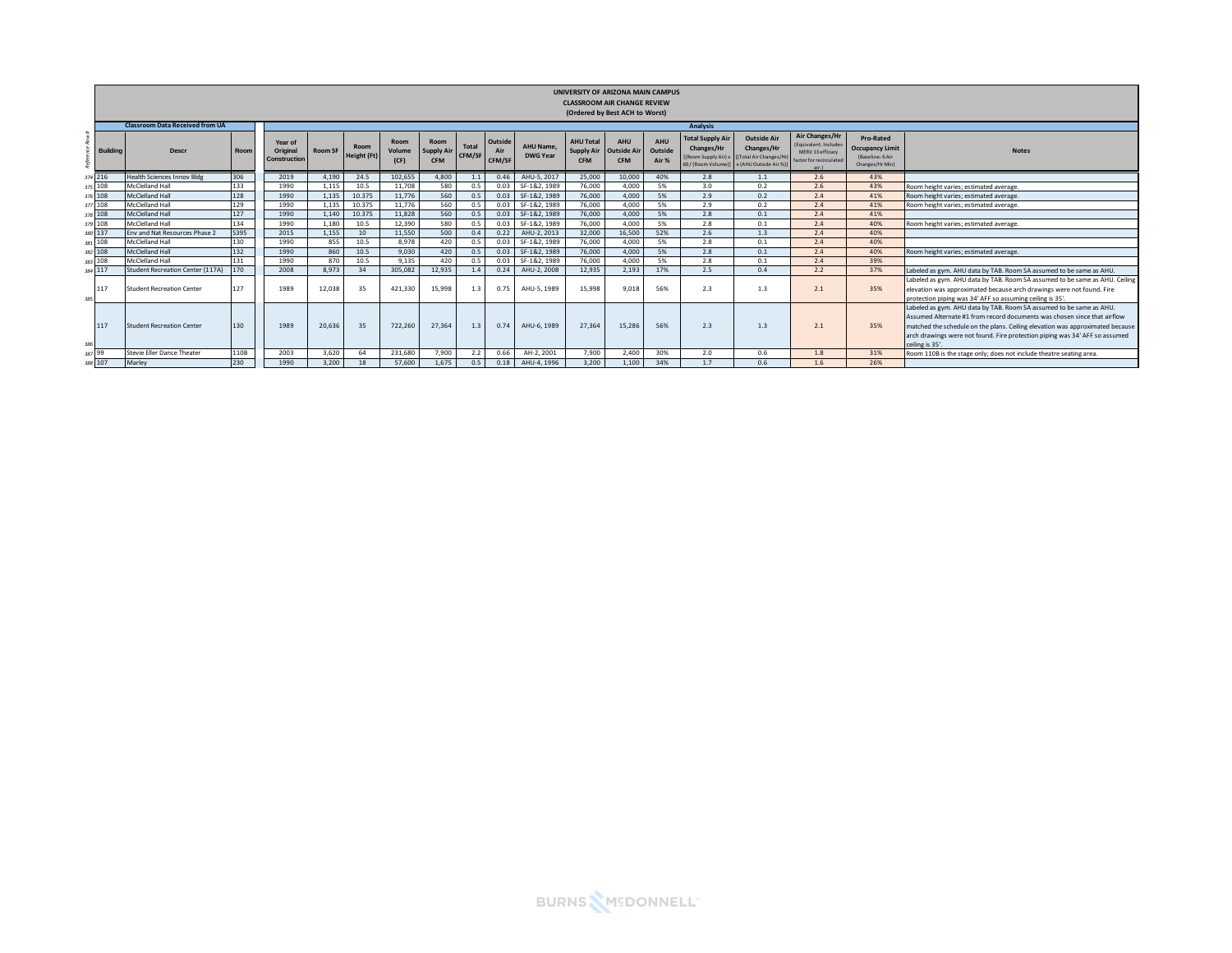# UNIVERSITY OF ARIZONA MAIN CAMPUS

## CLASSROOM AIR CHANGE REVIEW

### (Ordered by Best ACH to Worst)

| Reference Row # | Classroom Data Received from UA | | | Analysis | | | | | | | | | | | | | | | | |
|---|---|---|---|---|---|---|---|---|---|---|---|---|---|---|---|---|---|---|---|---|
| | Building | Descr | Room | Year of Original Construction | Room SF | Room Height (Ft) | Room Volume (CF) | Room Supply Air CFM | Total CFM/SF | Outside Air CFM/SF | AHU Name, DWG Year | AHU Total Supply Air CFM | AHU Outside Air CFM | AHU Outside Air % | Total Supply Air Changes/Hr [(Room Supply Air) x 60 / (Room Volume)] | Outside Air Changes/Hr [(Total Air Changes/Hr) x (AHU Outside Air %)] | Air Changes/Hr (Equivalent. Includes MERV 13 efficacy factor for recirculated air.) | Pro-Rated Occupancy Limit (Baseline: 6 Air Changes/Hr Min) | Notes |
| 374 | 216 | Health Sciences Innov Bldg | 306 | 2019 | 4,190 | 24.5 | 102,655 | 4,800 | 1.1 | 0.46 | AHU-5, 2017 | 25,000 | 10,000 | 40% | 2.8 | 1.1 | 2.6 | 43% | |
| 375 | 108 | McClelland Hall | 133 | 1990 | 1,115 | 10.5 | 11,708 | 580 | 0.5 | 0.03 | SF-1&2, 1989 | 76,000 | 4,000 | 5% | 3.0 | 0.2 | 2.6 | 43% | Room height varies; estimated average. |
| 376 | 108 | McClelland Hall | 128 | 1990 | 1,135 | 10.375 | 11,776 | 560 | 0.5 | 0.03 | SF-1&2, 1989 | 76,000 | 4,000 | 5% | 2.9 | 0.2 | 2.4 | 41% | Room height varies; estimated average. |
| 377 | 108 | McClelland Hall | 129 | 1990 | 1,135 | 10.375 | 11,776 | 560 | 0.5 | 0.03 | SF-1&2, 1989 | 76,000 | 4,000 | 5% | 2.9 | 0.2 | 2.4 | 41% | Room height varies; estimated average. |
| 378 | 108 | McClelland Hall | 127 | 1990 | 1,140 | 10.375 | 11,828 | 560 | 0.5 | 0.03 | SF-1&2, 1989 | 76,000 | 4,000 | 5% | 2.8 | 0.1 | 2.4 | 41% | |
| 379 | 108 | McClelland Hall | 134 | 1990 | 1,180 | 10.5 | 12,390 | 580 | 0.5 | 0.03 | SF-1&2, 1989 | 76,000 | 4,000 | 5% | 2.8 | 0.1 | 2.4 | 40% | Room height varies; estimated average. |
| 380 | 137 | Env and Nat Resources Phase 2 | S395 | 2015 | 1,155 | 10 | 11,550 | 500 | 0.4 | 0.22 | AHU-2, 2013 | 32,000 | 16,500 | 52% | 2.6 | 1.3 | 2.4 | 40% | |
| 381 | 108 | McClelland Hall | 130 | 1990 | 855 | 10.5 | 8,978 | 420 | 0.5 | 0.03 | SF-1&2, 1989 | 76,000 | 4,000 | 5% | 2.8 | 0.1 | 2.4 | 40% | |
| 382 | 108 | McClelland Hall | 132 | 1990 | 860 | 10.5 | 9,030 | 420 | 0.5 | 0.03 | SF-1&2, 1989 | 76,000 | 4,000 | 5% | 2.8 | 0.1 | 2.4 | 40% | Room height varies; estimated average. |
| 383 | 108 | McClelland Hall | 131 | 1990 | 870 | 10.5 | 9,135 | 420 | 0.5 | 0.03 | SF-1&2, 1989 | 76,000 | 4,000 | 5% | 2.8 | 0.1 | 2.4 | 39% | |
| 384 | 117 | Student Recreation Center (117A) | 170 | 2008 | 8,973 | 34 | 305,082 | 12,935 | 1.4 | 0.24 | AHU-2, 2008 | 12,935 | 2,193 | 17% | 2.5 | 0.4 | 2.2 | 37% | Labeled as gym. AHU data by TAB. Room SA assumed to be same as AHU. |
| 385 | 117 | Student Recreation Center | 127 | 1989 | 12,038 | 35 | 421,330 | 15,998 | 1.3 | 0.75 | AHU-5, 1989 | 15,998 | 9,018 | 56% | 2.3 | 1.3 | 2.1 | 35% | Labeled as gym. AHU data by TAB. Room SA assumed to be same as AHU. Ceiling elevation was approximated because arch drawings were not found. Fire protection piping was 34' AFF so assuming ceiling is 35'. |
| 386 | 117 | Student Recreation Center | 130 | 1989 | 20,636 | 35 | 722,260 | 27,364 | 1.3 | 0.74 | AHU-6, 1989 | 27,364 | 15,286 | 56% | 2.3 | 1.3 | 2.1 | 35% | Labeled as gym. AHU data by TAB. Room SA assumed to be same as AHU. Assumed Alternate #1 from record documents was chosen since that airflow matched the schedule on the plans. Ceiling elevation was approximated because arch drawings were not found. Fire protection piping was 34' AFF so assumed ceiling is 35'. |
| 387 | 99 | Stevie Eller Dance Theater | 110B | 2003 | 3,620 | 64 | 231,680 | 7,900 | 2.2 | 0.66 | AH-2, 2001 | 7,900 | 2,400 | 30% | 2.0 | 0.6 | 1.8 | 31% | Room 110B is the stage only; does not include theatre seating area. |
| 388 | 107 | Marley | 230 | 1990 | 3,200 | 18 | 57,600 | 1,675 | 0.5 | 0.18 | AHU-4, 1996 | 3,200 | 1,100 | 34% | 1.7 | 0.6 | 1.6 | 26% | |